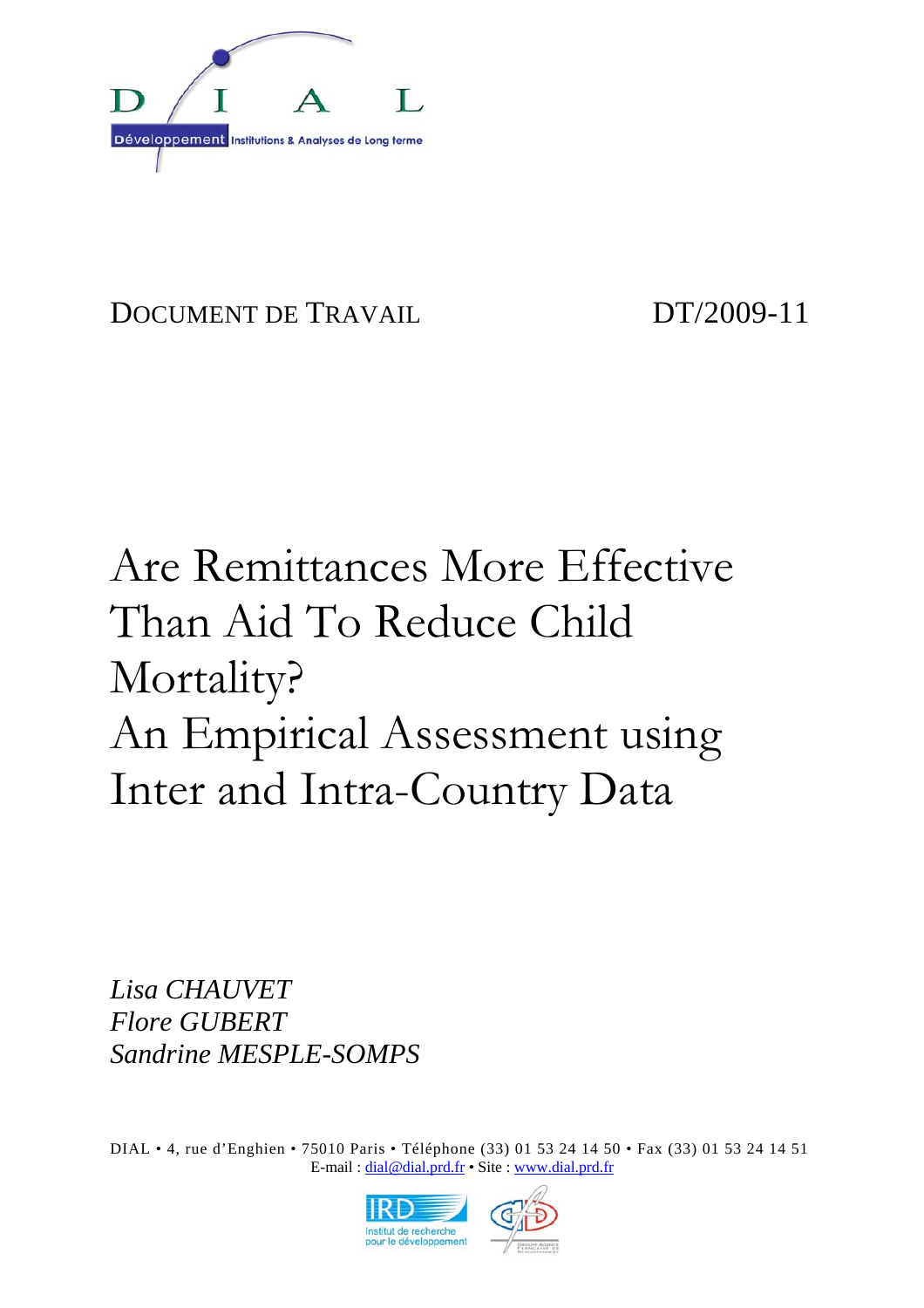DIAL

Développement Institutions & Analyses de Long terme

DOCUMENT DE TRAVAIL DT/2009-11

# Are Remittances More Effective Than Aid To Reduce Child Mortality? An Empirical Assessment using Inter and Intra-Country Data

*Lisa CHAUVET*
*Flore GUBERT*
*Sandrine MESPLE-SOMPS*

DIAL • 4, rue d'Enghien • 75010 Paris • Téléphone (33) 01 53 24 14 50 • Fax (33) 01 53 24 14 51
E-mail : dial@dial.prd.fr • Site : www.dial.prd.fr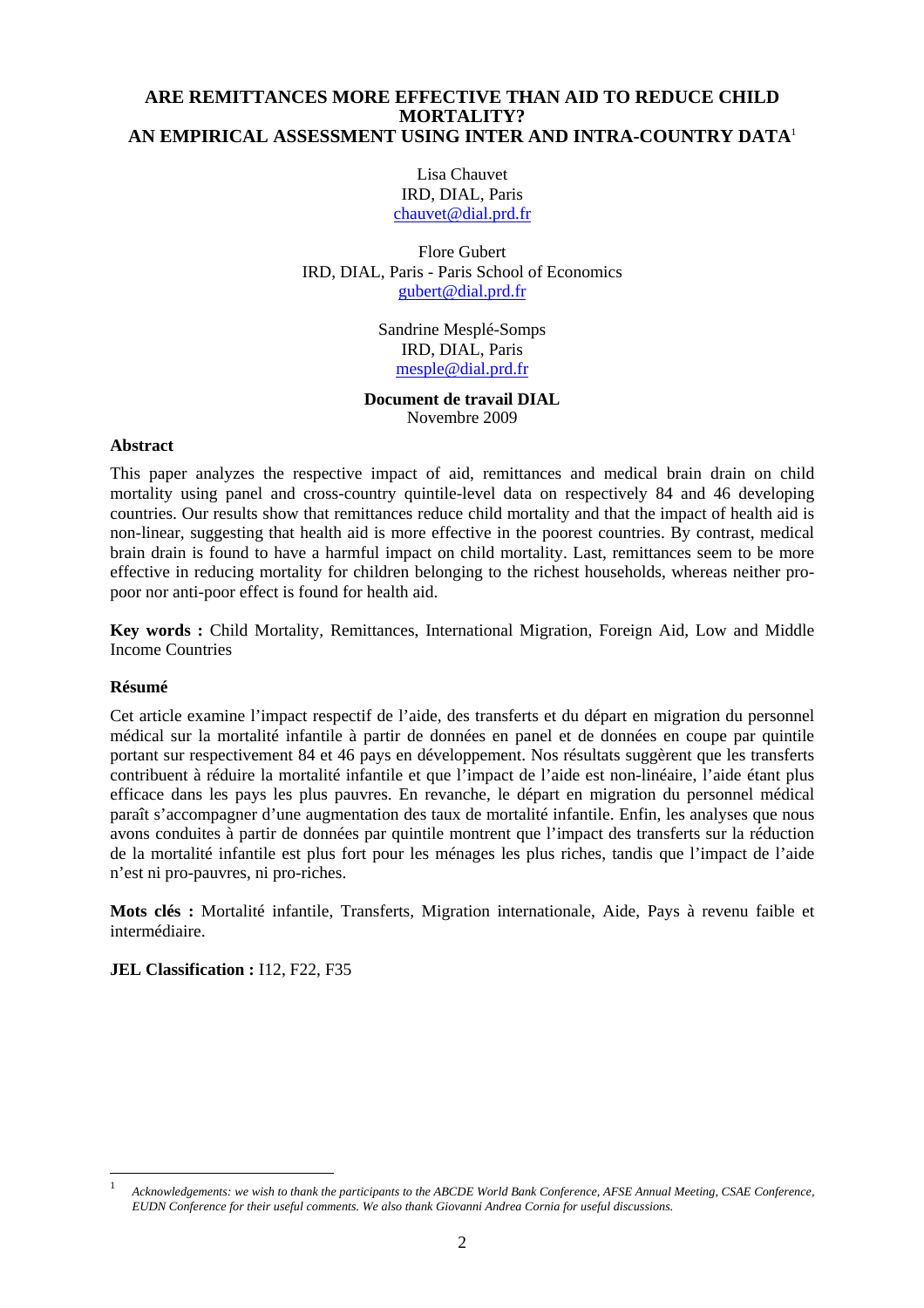# ARE REMITTANCES MORE EFFECTIVE THAN AID TO REDUCE CHILD MORTALITY? AN EMPIRICAL ASSESSMENT USING INTER AND INTRA-COUNTRY DATA[1]

Lisa Chauvet
IRD, DIAL, Paris
chauvet@dial.prd.fr

Flore Gubert
IRD, DIAL, Paris - Paris School of Economics
gubert@dial.prd.fr

Sandrine Mesplé-Somps
IRD, DIAL, Paris
mesple@dial.prd.fr

**Document de travail DIAL**
Novembre 2009

### Abstract

This paper analyzes the respective impact of aid, remittances and medical brain drain on child mortality using panel and cross-country quintile-level data on respectively 84 and 46 developing countries. Our results show that remittances reduce child mortality and that the impact of health aid is non-linear, suggesting that health aid is more effective in the poorest countries. By contrast, medical brain drain is found to have a harmful impact on child mortality. Last, remittances seem to be more effective in reducing mortality for children belonging to the richest households, whereas neither pro-poor nor anti-poor effect is found for health aid.

**Key words :** Child Mortality, Remittances, International Migration, Foreign Aid, Low and Middle Income Countries

### Résumé

Cet article examine l'impact respectif de l'aide, des transferts et du départ en migration du personnel médical sur la mortalité infantile à partir de données en panel et de données en coupe par quintile portant sur respectivement 84 et 46 pays en développement. Nos résultats suggèrent que les transferts contribuent à réduire la mortalité infantile et que l'impact de l'aide est non-linéaire, l'aide étant plus efficace dans les pays les plus pauvres. En revanche, le départ en migration du personnel médical paraît s'accompagner d'une augmentation des taux de mortalité infantile. Enfin, les analyses que nous avons conduites à partir de données par quintile montrent que l'impact des transferts sur la réduction de la mortalité infantile est plus fort pour les ménages les plus riches, tandis que l'impact de l'aide n'est ni pro-pauvres, ni pro-riches.

**Mots clés :** Mortalité infantile, Transferts, Migration internationale, Aide, Pays à revenu faible et intermédiaire.

**JEL Classification :** I12, F22, F35

---

[1] *Acknowledgements: we wish to thank the participants to the ABCDE World Bank Conference, AFSE Annual Meeting, CSAE Conference, EUDN Conference for their useful comments. We also thank Giovanni Andrea Cornia for useful discussions.*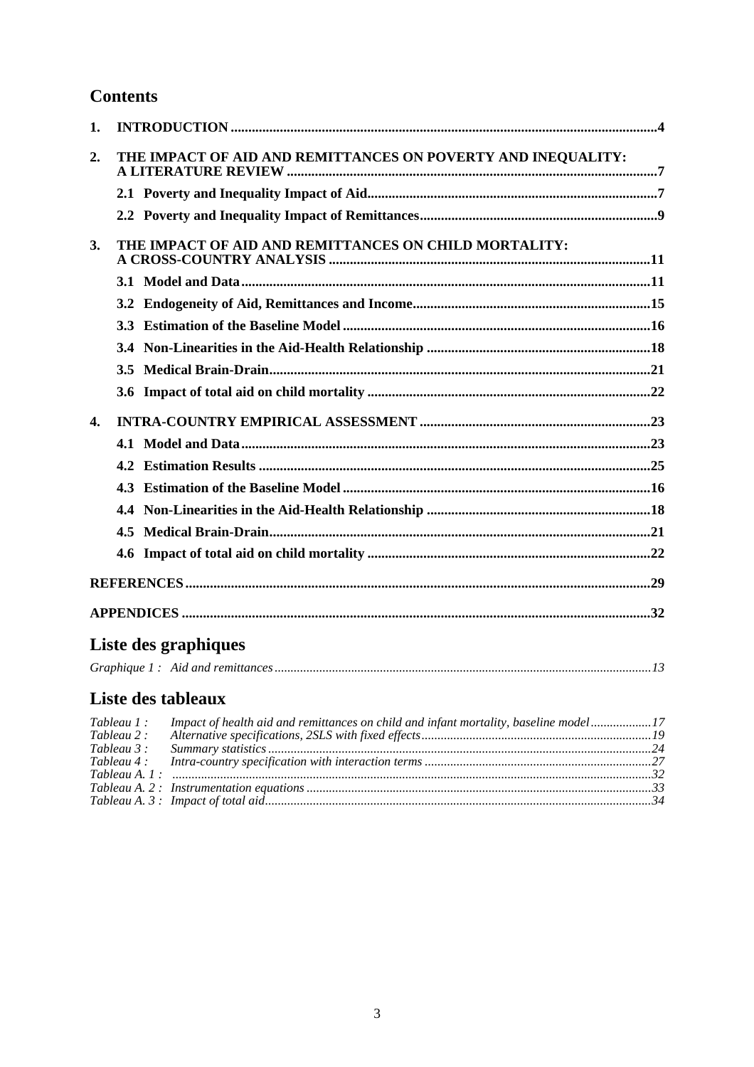## Contents

1. **INTRODUCTION** ........................................................................ 4
2. **THE IMPACT OF AID AND REMITTANCES ON POVERTY AND INEQUALITY: A LITERATURE REVIEW** ........................................................................ 7
   - **2.1 Poverty and Inequality Impact of Aid** ........................................................................ 7
   - **2.2 Poverty and Inequality Impact of Remittances** ........................................................................ 9
3. **THE IMPACT OF AID AND REMITTANCES ON CHILD MORTALITY: A CROSS-COUNTRY ANALYSIS** ........................................................................ 11
   - **3.1 Model and Data** ........................................................................ 11
   - **3.2 Endogeneity of Aid, Remittances and Income** ........................................................................ 15
   - **3.3 Estimation of the Baseline Model** ........................................................................ 16
   - **3.4 Non-Linearities in the Aid-Health Relationship** ........................................................................ 18
   - **3.5 Medical Brain-Drain** ........................................................................ 21
   - **3.6 Impact of total aid on child mortality** ........................................................................ 22
4. **INTRA-COUNTRY EMPIRICAL ASSESSMENT** ........................................................................ 23
   - **4.1 Model and Data** ........................................................................ 23
   - **4.2 Estimation Results** ........................................................................ 25
   - **4.3 Estimation of the Baseline Model** ........................................................................ 16
   - **4.4 Non-Linearities in the Aid-Health Relationship** ........................................................................ 18
   - **4.5 Medical Brain-Drain** ........................................................................ 21
   - **4.6 Impact of total aid on child mortality** ........................................................................ 22

**REFERENCES** ........................................................................ 29

**APPENDICES** ........................................................................ 32

## Liste des graphiques

*Graphique 1 : Aid and remittances* ........................................................................ *13*

## Liste des tableaux

*Tableau 1 : Impact of health aid and remittances on child and infant mortality, baseline model* .................. *17*
*Tableau 2 : Alternative specifications, 2SLS with fixed effects* .................. *19*
*Tableau 3 : Summary statistics* .................. *24*
*Tableau 4 : Intra-country specification with interaction terms* .................. *27*
*Tableau A. 1 :* .................. *32*
*Tableau A. 2 : Instrumentation equations* .................. *33*
*Tableau A. 3 : Impact of total aid* .................. *34*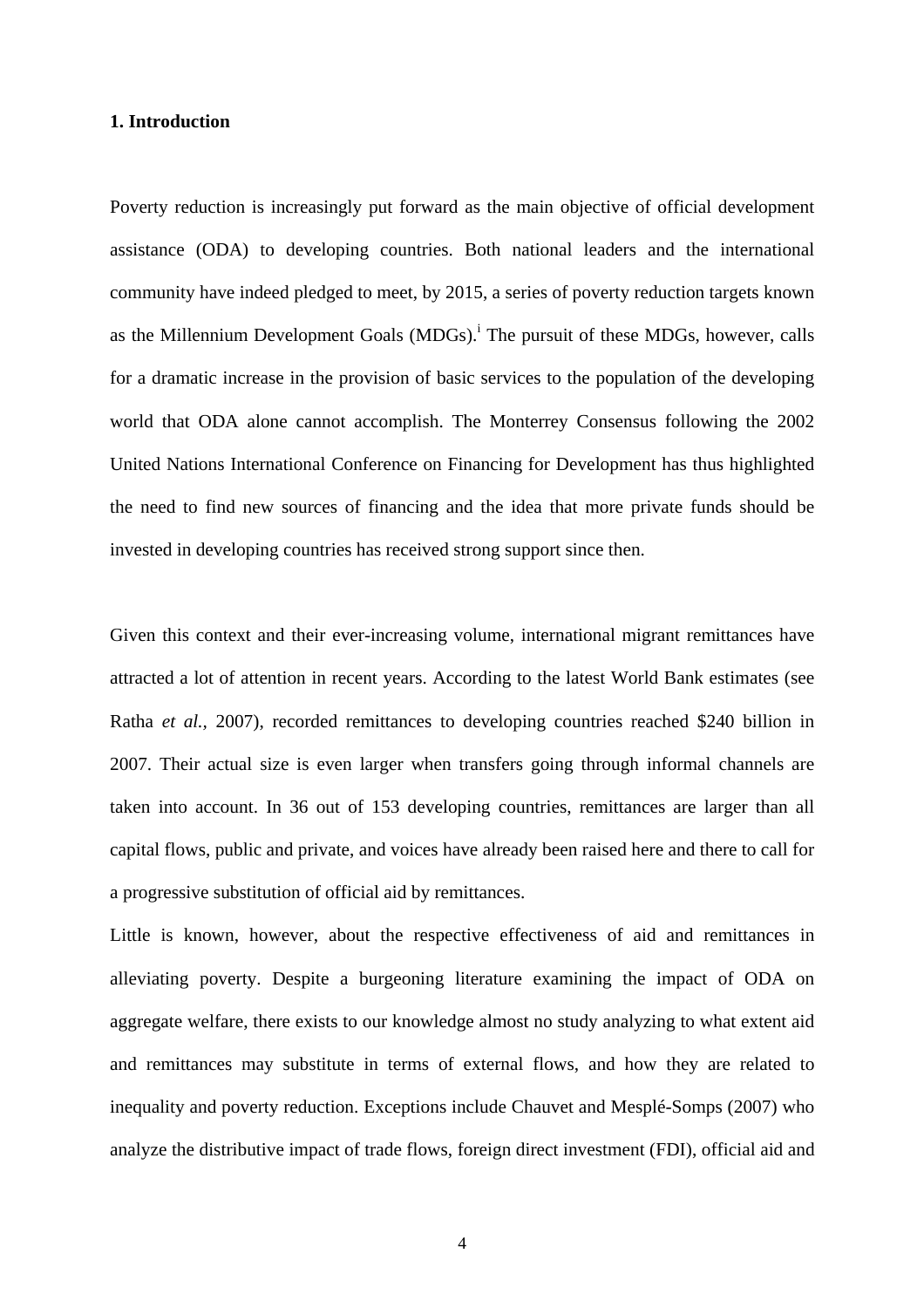## 1. Introduction

Poverty reduction is increasingly put forward as the main objective of official development assistance (ODA) to developing countries. Both national leaders and the international community have indeed pledged to meet, by 2015, a series of poverty reduction targets known as the Millennium Development Goals (MDGs).[i] The pursuit of these MDGs, however, calls for a dramatic increase in the provision of basic services to the population of the developing world that ODA alone cannot accomplish. The Monterrey Consensus following the 2002 United Nations International Conference on Financing for Development has thus highlighted the need to find new sources of financing and the idea that more private funds should be invested in developing countries has received strong support since then.

Given this context and their ever-increasing volume, international migrant remittances have attracted a lot of attention in recent years. According to the latest World Bank estimates (see Ratha *et al.*, 2007), recorded remittances to developing countries reached $240 billion in 2007. Their actual size is even larger when transfers going through informal channels are taken into account. In 36 out of 153 developing countries, remittances are larger than all capital flows, public and private, and voices have already been raised here and there to call for a progressive substitution of official aid by remittances.

Little is known, however, about the respective effectiveness of aid and remittances in alleviating poverty. Despite a burgeoning literature examining the impact of ODA on aggregate welfare, there exists to our knowledge almost no study analyzing to what extent aid and remittances may substitute in terms of external flows, and how they are related to inequality and poverty reduction. Exceptions include Chauvet and Mesplé-Somps (2007) who analyze the distributive impact of trade flows, foreign direct investment (FDI), official aid and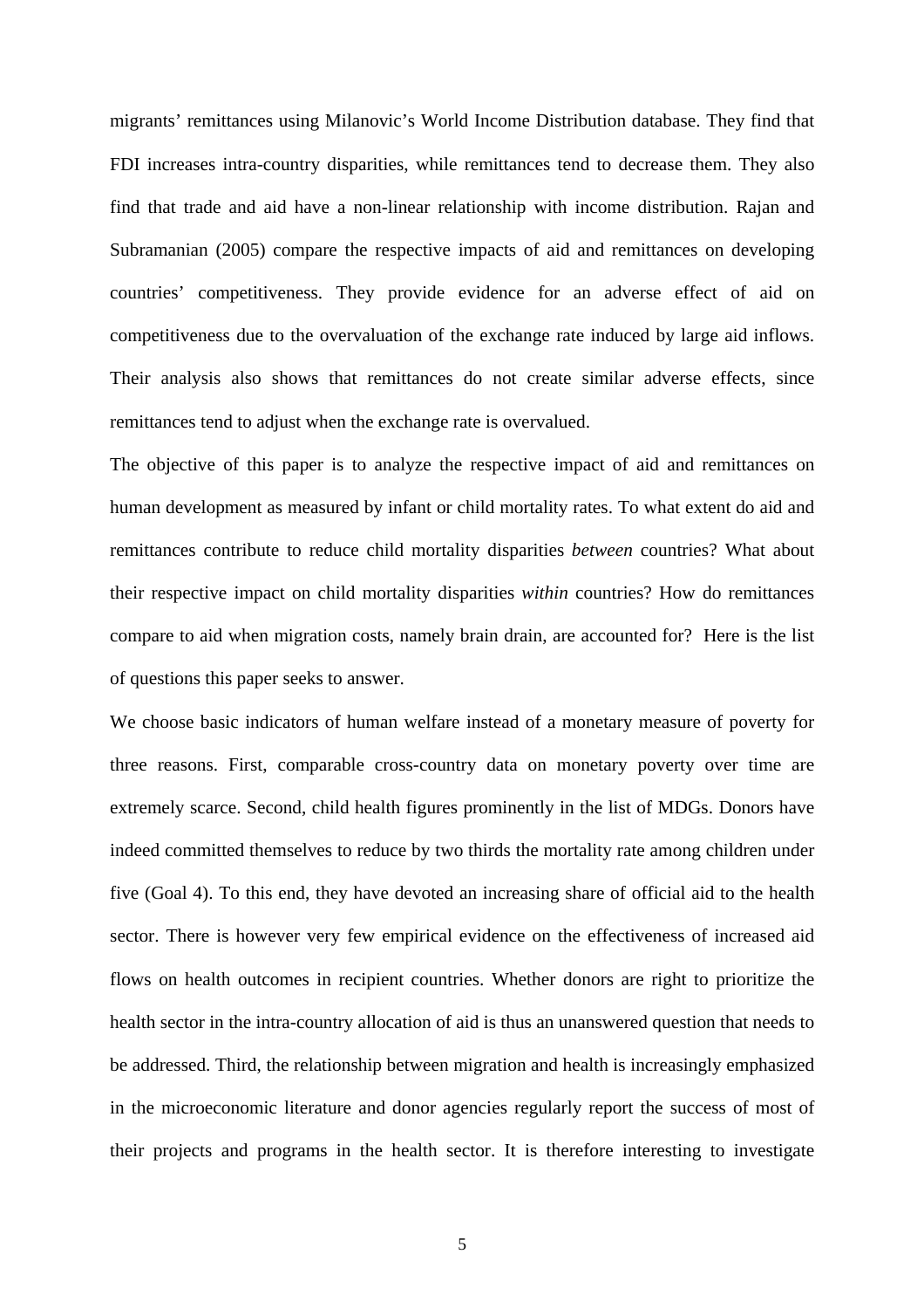migrants' remittances using Milanovic's World Income Distribution database. They find that FDI increases intra-country disparities, while remittances tend to decrease them. They also find that trade and aid have a non-linear relationship with income distribution. Rajan and Subramanian (2005) compare the respective impacts of aid and remittances on developing countries' competitiveness. They provide evidence for an adverse effect of aid on competitiveness due to the overvaluation of the exchange rate induced by large aid inflows. Their analysis also shows that remittances do not create similar adverse effects, since remittances tend to adjust when the exchange rate is overvalued.

The objective of this paper is to analyze the respective impact of aid and remittances on human development as measured by infant or child mortality rates. To what extent do aid and remittances contribute to reduce child mortality disparities *between* countries? What about their respective impact on child mortality disparities *within* countries? How do remittances compare to aid when migration costs, namely brain drain, are accounted for? Here is the list of questions this paper seeks to answer.

We choose basic indicators of human welfare instead of a monetary measure of poverty for three reasons. First, comparable cross-country data on monetary poverty over time are extremely scarce. Second, child health figures prominently in the list of MDGs. Donors have indeed committed themselves to reduce by two thirds the mortality rate among children under five (Goal 4). To this end, they have devoted an increasing share of official aid to the health sector. There is however very few empirical evidence on the effectiveness of increased aid flows on health outcomes in recipient countries. Whether donors are right to prioritize the health sector in the intra-country allocation of aid is thus an unanswered question that needs to be addressed. Third, the relationship between migration and health is increasingly emphasized in the microeconomic literature and donor agencies regularly report the success of most of their projects and programs in the health sector. It is therefore interesting to investigate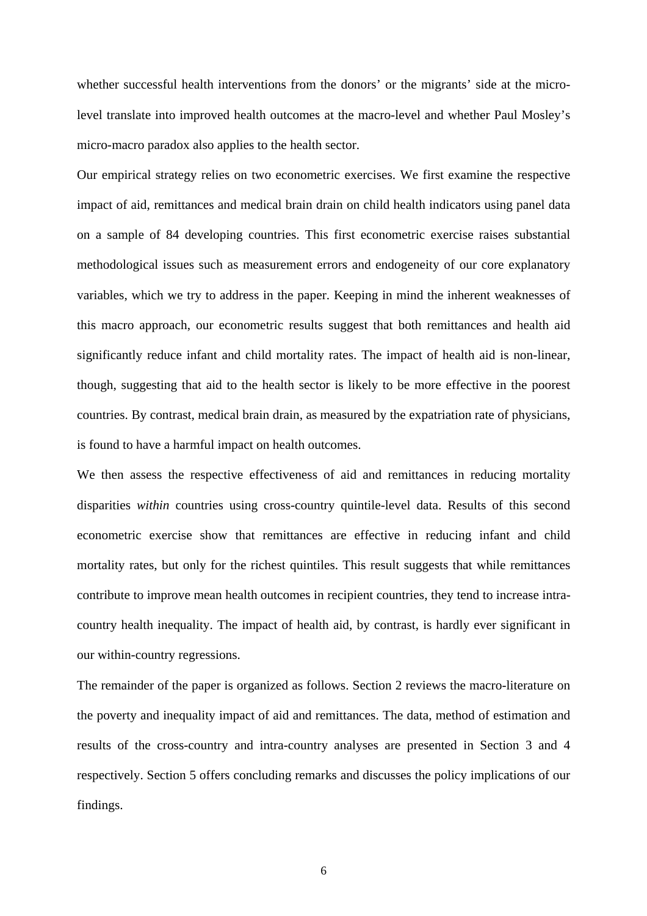whether successful health interventions from the donors' or the migrants' side at the micro-level translate into improved health outcomes at the macro-level and whether Paul Mosley's micro-macro paradox also applies to the health sector.

Our empirical strategy relies on two econometric exercises. We first examine the respective impact of aid, remittances and medical brain drain on child health indicators using panel data on a sample of 84 developing countries. This first econometric exercise raises substantial methodological issues such as measurement errors and endogeneity of our core explanatory variables, which we try to address in the paper. Keeping in mind the inherent weaknesses of this macro approach, our econometric results suggest that both remittances and health aid significantly reduce infant and child mortality rates. The impact of health aid is non-linear, though, suggesting that aid to the health sector is likely to be more effective in the poorest countries. By contrast, medical brain drain, as measured by the expatriation rate of physicians, is found to have a harmful impact on health outcomes.

We then assess the respective effectiveness of aid and remittances in reducing mortality disparities *within* countries using cross-country quintile-level data. Results of this second econometric exercise show that remittances are effective in reducing infant and child mortality rates, but only for the richest quintiles. This result suggests that while remittances contribute to improve mean health outcomes in recipient countries, they tend to increase intra-country health inequality. The impact of health aid, by contrast, is hardly ever significant in our within-country regressions.

The remainder of the paper is organized as follows. Section 2 reviews the macro-literature on the poverty and inequality impact of aid and remittances. The data, method of estimation and results of the cross-country and intra-country analyses are presented in Section 3 and 4 respectively. Section 5 offers concluding remarks and discusses the policy implications of our findings.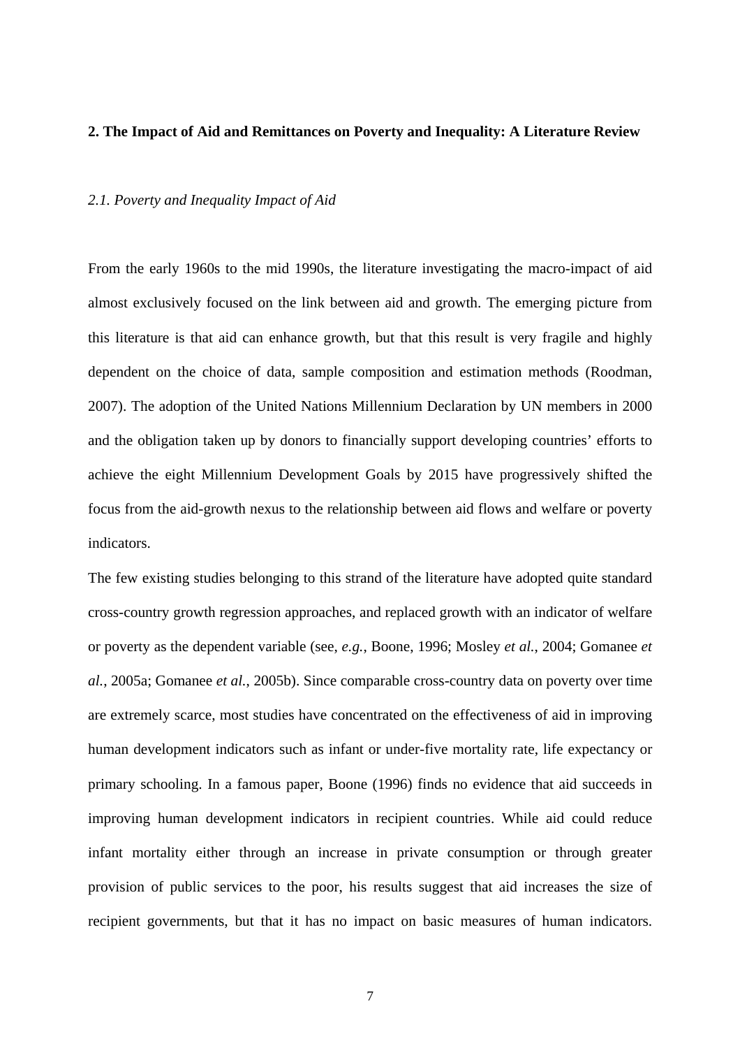## 2. The Impact of Aid and Remittances on Poverty and Inequality: A Literature Review

### *2.1. Poverty and Inequality Impact of Aid*

From the early 1960s to the mid 1990s, the literature investigating the macro-impact of aid almost exclusively focused on the link between aid and growth. The emerging picture from this literature is that aid can enhance growth, but that this result is very fragile and highly dependent on the choice of data, sample composition and estimation methods (Roodman, 2007). The adoption of the United Nations Millennium Declaration by UN members in 2000 and the obligation taken up by donors to financially support developing countries' efforts to achieve the eight Millennium Development Goals by 2015 have progressively shifted the focus from the aid-growth nexus to the relationship between aid flows and welfare or poverty indicators.

The few existing studies belonging to this strand of the literature have adopted quite standard cross-country growth regression approaches, and replaced growth with an indicator of welfare or poverty as the dependent variable (see, *e.g.*, Boone, 1996; Mosley *et al.*, 2004; Gomanee *et al.*, 2005a; Gomanee *et al.*, 2005b). Since comparable cross-country data on poverty over time are extremely scarce, most studies have concentrated on the effectiveness of aid in improving human development indicators such as infant or under-five mortality rate, life expectancy or primary schooling. In a famous paper, Boone (1996) finds no evidence that aid succeeds in improving human development indicators in recipient countries. While aid could reduce infant mortality either through an increase in private consumption or through greater provision of public services to the poor, his results suggest that aid increases the size of recipient governments, but that it has no impact on basic measures of human indicators.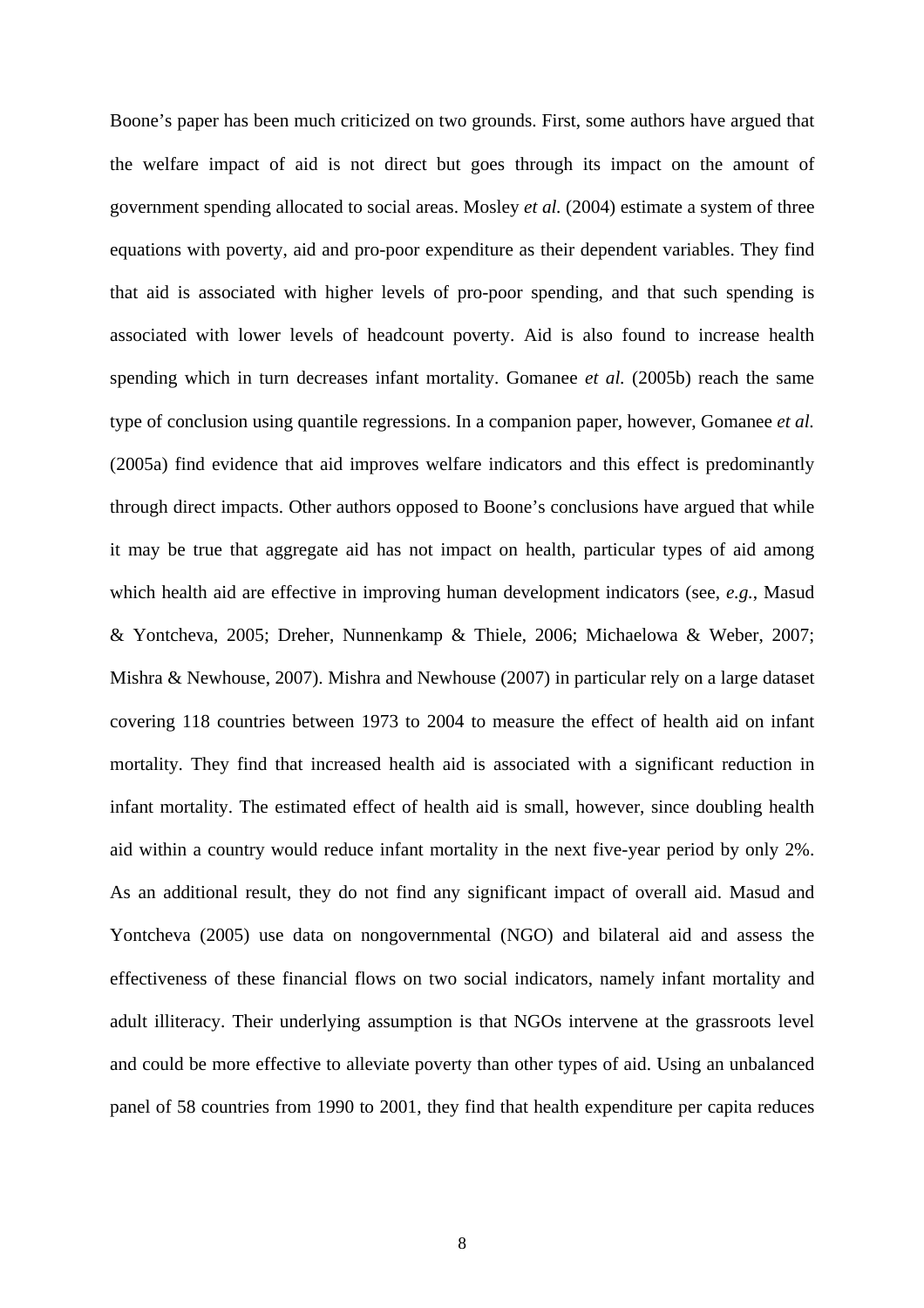Boone's paper has been much criticized on two grounds. First, some authors have argued that the welfare impact of aid is not direct but goes through its impact on the amount of government spending allocated to social areas. Mosley *et al.* (2004) estimate a system of three equations with poverty, aid and pro-poor expenditure as their dependent variables. They find that aid is associated with higher levels of pro-poor spending, and that such spending is associated with lower levels of headcount poverty. Aid is also found to increase health spending which in turn decreases infant mortality. Gomanee *et al.* (2005b) reach the same type of conclusion using quantile regressions. In a companion paper, however, Gomanee *et al.* (2005a) find evidence that aid improves welfare indicators and this effect is predominantly through direct impacts. Other authors opposed to Boone's conclusions have argued that while it may be true that aggregate aid has not impact on health, particular types of aid among which health aid are effective in improving human development indicators (see, *e.g.*, Masud & Yontcheva, 2005; Dreher, Nunnenkamp & Thiele, 2006; Michaelowa & Weber, 2007; Mishra & Newhouse, 2007). Mishra and Newhouse (2007) in particular rely on a large dataset covering 118 countries between 1973 to 2004 to measure the effect of health aid on infant mortality. They find that increased health aid is associated with a significant reduction in infant mortality. The estimated effect of health aid is small, however, since doubling health aid within a country would reduce infant mortality in the next five-year period by only 2%. As an additional result, they do not find any significant impact of overall aid. Masud and Yontcheva (2005) use data on nongovernmental (NGO) and bilateral aid and assess the effectiveness of these financial flows on two social indicators, namely infant mortality and adult illiteracy. Their underlying assumption is that NGOs intervene at the grassroots level and could be more effective to alleviate poverty than other types of aid. Using an unbalanced panel of 58 countries from 1990 to 2001, they find that health expenditure per capita reduces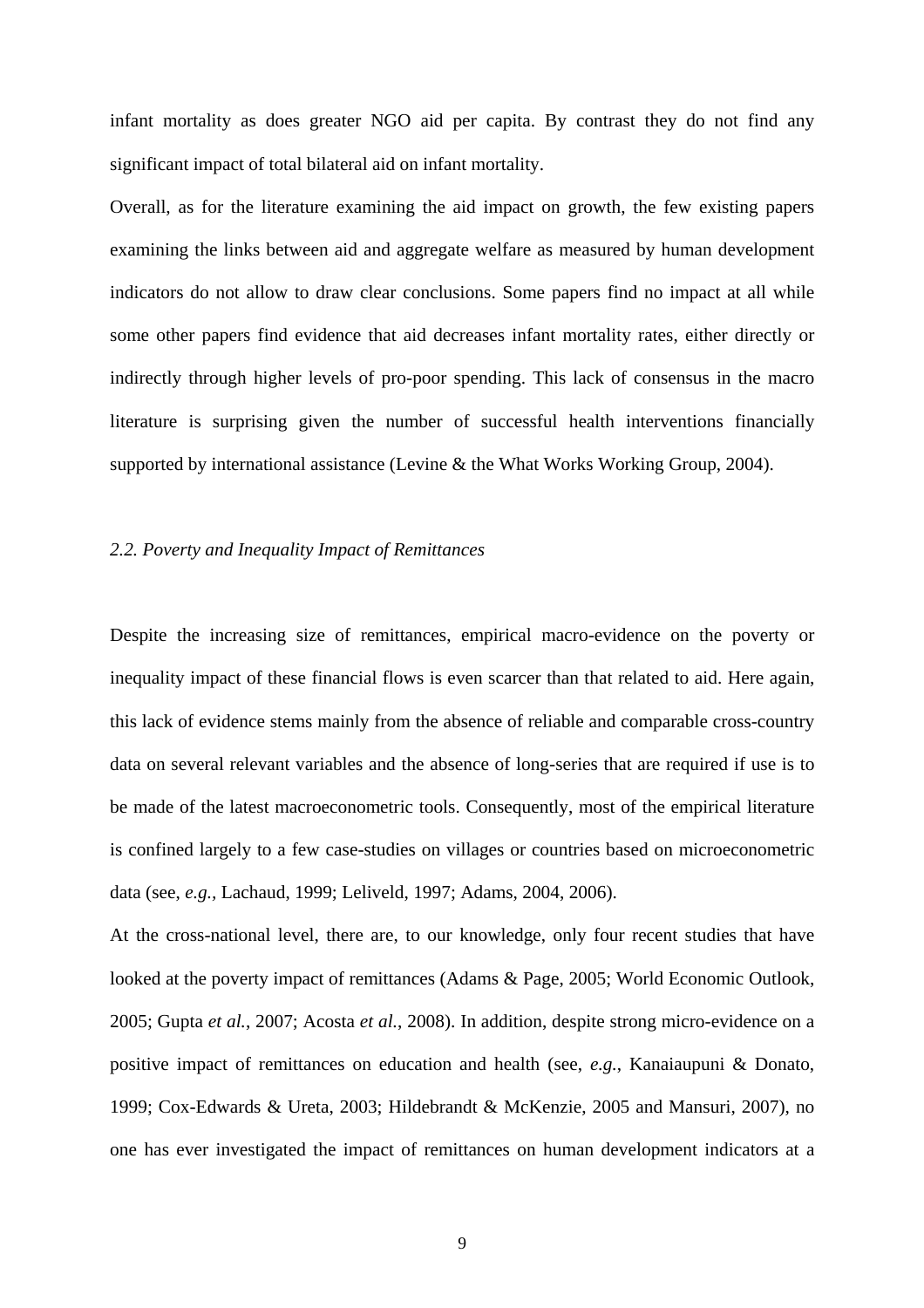infant mortality as does greater NGO aid per capita. By contrast they do not find any significant impact of total bilateral aid on infant mortality.

Overall, as for the literature examining the aid impact on growth, the few existing papers examining the links between aid and aggregate welfare as measured by human development indicators do not allow to draw clear conclusions. Some papers find no impact at all while some other papers find evidence that aid decreases infant mortality rates, either directly or indirectly through higher levels of pro-poor spending. This lack of consensus in the macro literature is surprising given the number of successful health interventions financially supported by international assistance (Levine & the What Works Working Group, 2004).

### *2.2. Poverty and Inequality Impact of Remittances*

Despite the increasing size of remittances, empirical macro-evidence on the poverty or inequality impact of these financial flows is even scarcer than that related to aid. Here again, this lack of evidence stems mainly from the absence of reliable and comparable cross-country data on several relevant variables and the absence of long-series that are required if use is to be made of the latest macroeconometric tools. Consequently, most of the empirical literature is confined largely to a few case-studies on villages or countries based on microeconometric data (see, *e.g.*, Lachaud, 1999; Leliveld, 1997; Adams, 2004, 2006).

At the cross-national level, there are, to our knowledge, only four recent studies that have looked at the poverty impact of remittances (Adams & Page, 2005; World Economic Outlook, 2005; Gupta *et al.*, 2007; Acosta *et al.*, 2008). In addition, despite strong micro-evidence on a positive impact of remittances on education and health (see, *e.g.*, Kanaiaupuni & Donato, 1999; Cox-Edwards & Ureta, 2003; Hildebrandt & McKenzie, 2005 and Mansuri, 2007), no one has ever investigated the impact of remittances on human development indicators at a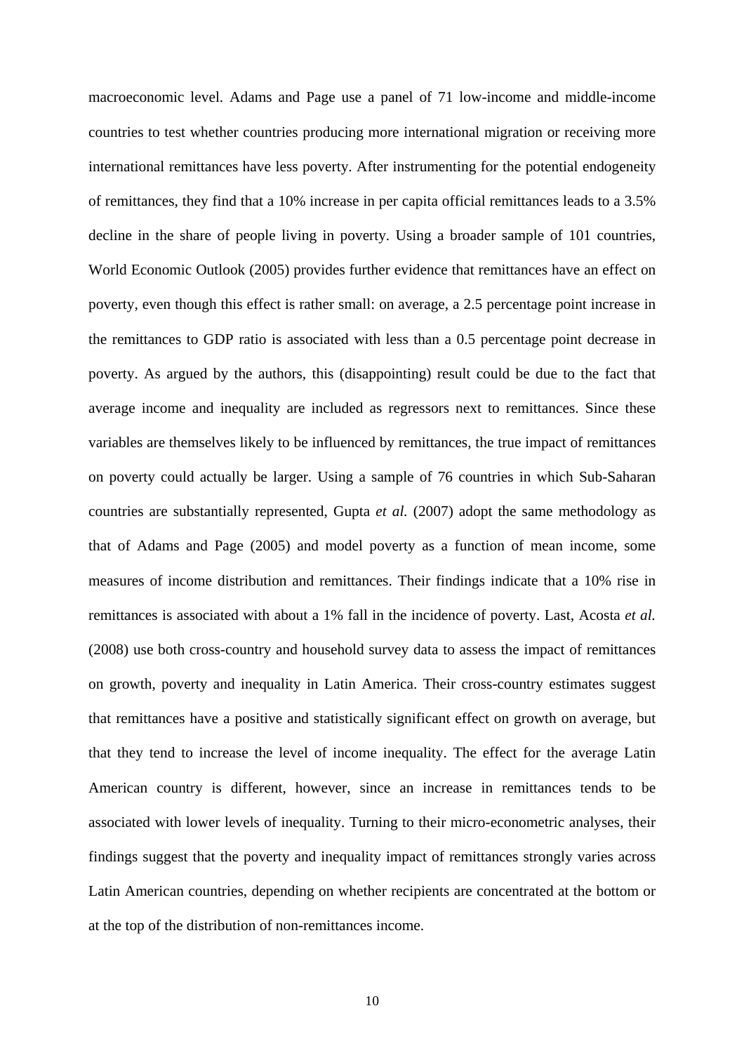macroeconomic level. Adams and Page use a panel of 71 low-income and middle-income countries to test whether countries producing more international migration or receiving more international remittances have less poverty. After instrumenting for the potential endogeneity of remittances, they find that a 10% increase in per capita official remittances leads to a 3.5% decline in the share of people living in poverty. Using a broader sample of 101 countries, World Economic Outlook (2005) provides further evidence that remittances have an effect on poverty, even though this effect is rather small: on average, a 2.5 percentage point increase in the remittances to GDP ratio is associated with less than a 0.5 percentage point decrease in poverty. As argued by the authors, this (disappointing) result could be due to the fact that average income and inequality are included as regressors next to remittances. Since these variables are themselves likely to be influenced by remittances, the true impact of remittances on poverty could actually be larger. Using a sample of 76 countries in which Sub-Saharan countries are substantially represented, Gupta *et al.* (2007) adopt the same methodology as that of Adams and Page (2005) and model poverty as a function of mean income, some measures of income distribution and remittances. Their findings indicate that a 10% rise in remittances is associated with about a 1% fall in the incidence of poverty. Last, Acosta *et al.* (2008) use both cross-country and household survey data to assess the impact of remittances on growth, poverty and inequality in Latin America. Their cross-country estimates suggest that remittances have a positive and statistically significant effect on growth on average, but that they tend to increase the level of income inequality. The effect for the average Latin American country is different, however, since an increase in remittances tends to be associated with lower levels of inequality. Turning to their micro-econometric analyses, their findings suggest that the poverty and inequality impact of remittances strongly varies across Latin American countries, depending on whether recipients are concentrated at the bottom or at the top of the distribution of non-remittances income.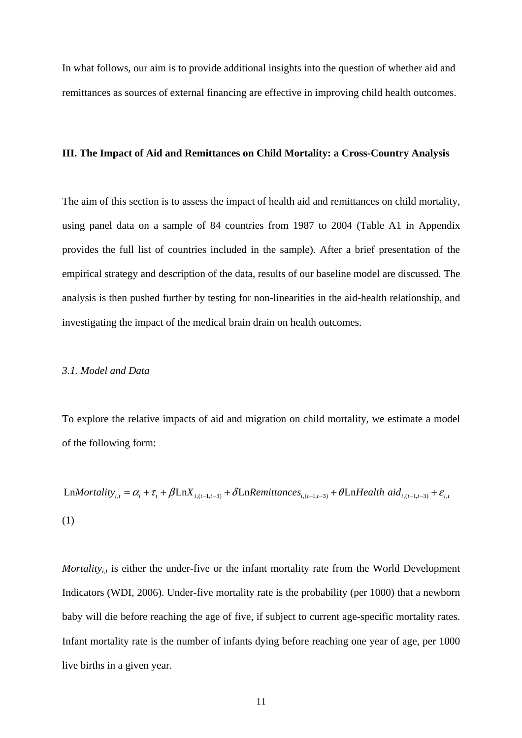In what follows, our aim is to provide additional insights into the question of whether aid and remittances as sources of external financing are effective in improving child health outcomes.

## III. The Impact of Aid and Remittances on Child Mortality: a Cross-Country Analysis

The aim of this section is to assess the impact of health aid and remittances on child mortality, using panel data on a sample of 84 countries from 1987 to 2004 (Table A1 in Appendix provides the full list of countries included in the sample). After a brief presentation of the empirical strategy and description of the data, results of our baseline model are discussed. The analysis is then pushed further by testing for non-linearities in the aid-health relationship, and investigating the impact of the medical brain drain on health outcomes.

### *3.1. Model and Data*

To explore the relative impacts of aid and migration on child mortality, we estimate a model of the following form:

$$\text{Ln}Mortality_{i,t} = \alpha_i + \tau_t + \beta \text{Ln}X_{i,(t-1,t-3)} + \delta \text{Ln}Remittances_{i,(t-1,t-3)} + \theta \text{Ln}Health\ aid_{i,(t-1,t-3)} + \varepsilon_{i,t}$$

(1)

$Mortality_{i,t}$ is either the under-five or the infant mortality rate from the World Development Indicators (WDI, 2006). Under-five mortality rate is the probability (per 1000) that a newborn baby will die before reaching the age of five, if subject to current age-specific mortality rates. Infant mortality rate is the number of infants dying before reaching one year of age, per 1000 live births in a given year.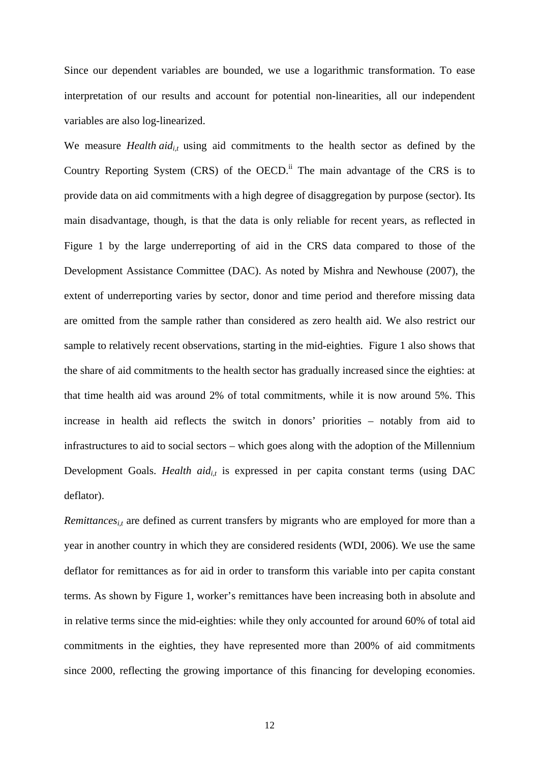Since our dependent variables are bounded, we use a logarithmic transformation. To ease interpretation of our results and account for potential non-linearities, all our independent variables are also log-linearized.

We measure *Health aid*$_{i,t}$ using aid commitments to the health sector as defined by the Country Reporting System (CRS) of the OECD.[ii] The main advantage of the CRS is to provide data on aid commitments with a high degree of disaggregation by purpose (sector). Its main disadvantage, though, is that the data is only reliable for recent years, as reflected in Figure 1 by the large underreporting of aid in the CRS data compared to those of the Development Assistance Committee (DAC). As noted by Mishra and Newhouse (2007), the extent of underreporting varies by sector, donor and time period and therefore missing data are omitted from the sample rather than considered as zero health aid. We also restrict our sample to relatively recent observations, starting in the mid-eighties. Figure 1 also shows that the share of aid commitments to the health sector has gradually increased since the eighties: at that time health aid was around 2% of total commitments, while it is now around 5%. This increase in health aid reflects the switch in donors' priorities – notably from aid to infrastructures to aid to social sectors – which goes along with the adoption of the Millennium Development Goals. *Health aid*$_{i,t}$ is expressed in per capita constant terms (using DAC deflator).

*Remittances*$_{i,t}$ are defined as current transfers by migrants who are employed for more than a year in another country in which they are considered residents (WDI, 2006). We use the same deflator for remittances as for aid in order to transform this variable into per capita constant terms. As shown by Figure 1, worker's remittances have been increasing both in absolute and in relative terms since the mid-eighties: while they only accounted for around 60% of total aid commitments in the eighties, they have represented more than 200% of aid commitments since 2000, reflecting the growing importance of this financing for developing economies.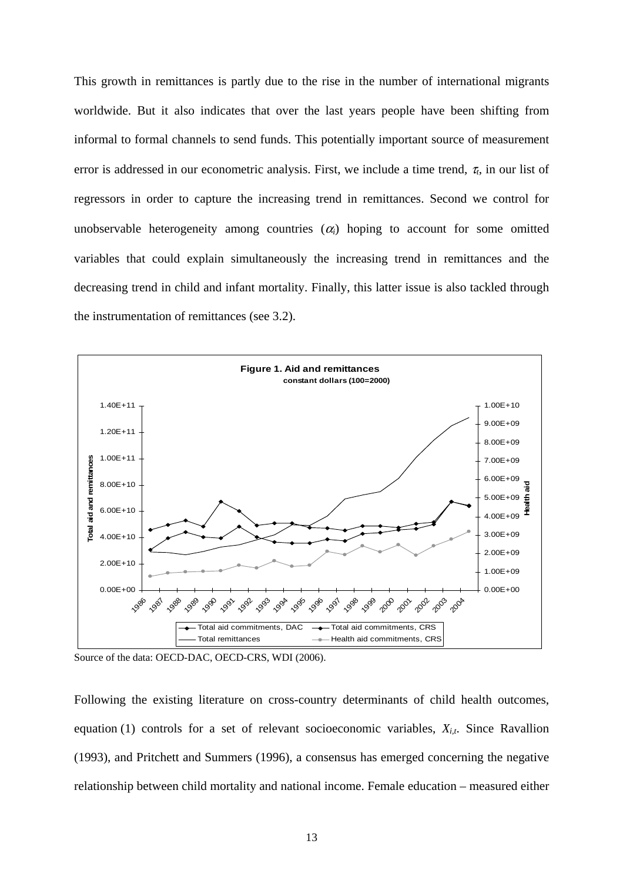This growth in remittances is partly due to the rise in the number of international migrants worldwide. But it also indicates that over the last years people have been shifting from informal to formal channels to send funds. This potentially important source of measurement error is addressed in our econometric analysis. First, we include a time trend, $\tau_t$, in our list of regressors in order to capture the increasing trend in remittances. Second we control for unobservable heterogeneity among countries ($\alpha_i$) hoping to account for some omitted variables that could explain simultaneously the increasing trend in remittances and the decreasing trend in child and infant mortality. Finally, this latter issue is also tackled through the instrumentation of remittances (see 3.2).

**Figure 1. Aid and remittances**
constant dollars (100=2000)

Source of the data: OECD-DAC, OECD-CRS, WDI (2006).

Following the existing literature on cross-country determinants of child health outcomes, equation (1) controls for a set of relevant socioeconomic variables, $X_{i,t}$. Since Ravallion (1993), and Pritchett and Summers (1996), a consensus has emerged concerning the negative relationship between child mortality and national income. Female education – measured either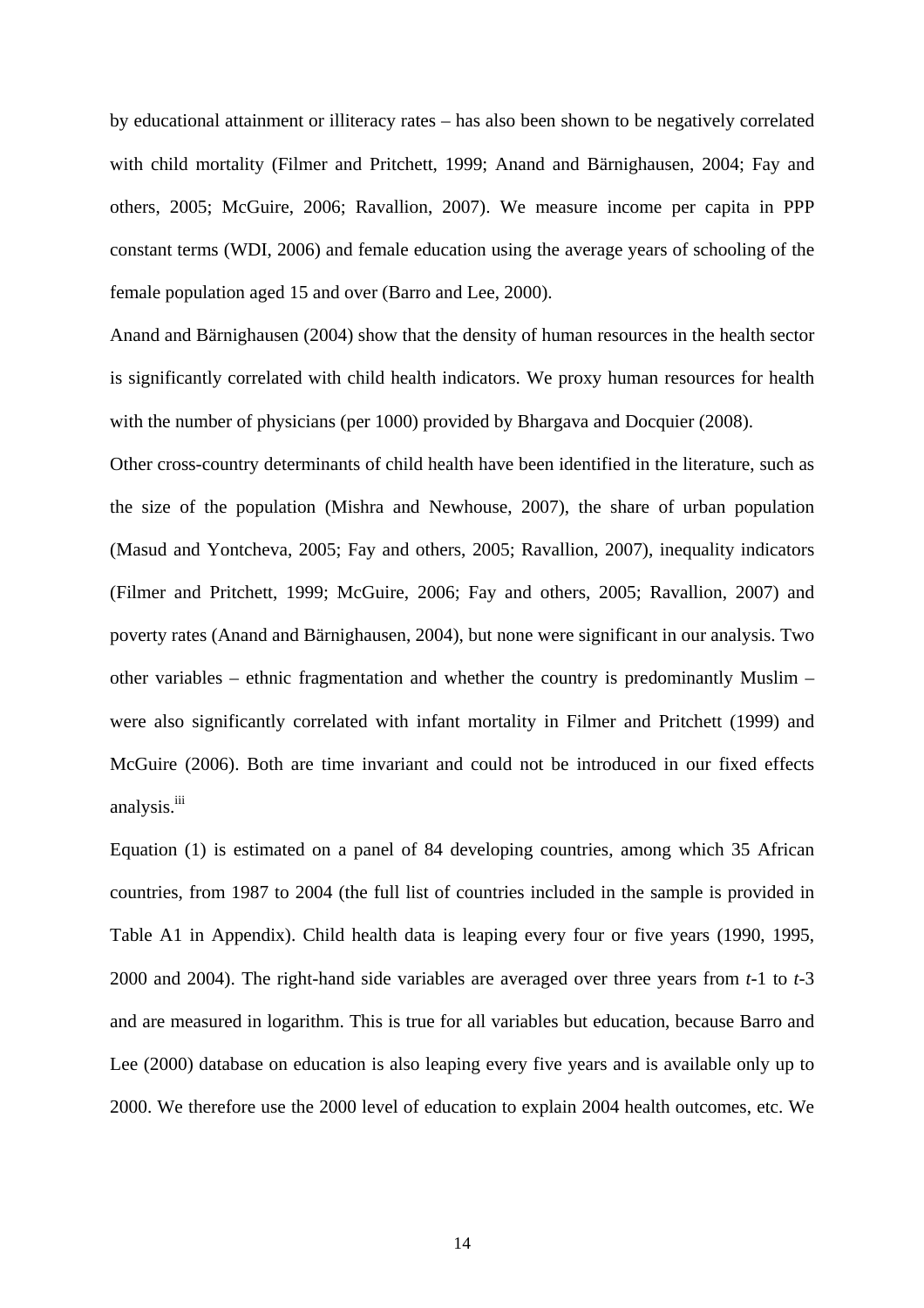by educational attainment or illiteracy rates – has also been shown to be negatively correlated with child mortality (Filmer and Pritchett, 1999; Anand and Bärnighausen, 2004; Fay and others, 2005; McGuire, 2006; Ravallion, 2007). We measure income per capita in PPP constant terms (WDI, 2006) and female education using the average years of schooling of the female population aged 15 and over (Barro and Lee, 2000).

Anand and Bärnighausen (2004) show that the density of human resources in the health sector is significantly correlated with child health indicators. We proxy human resources for health with the number of physicians (per 1000) provided by Bhargava and Docquier (2008).

Other cross-country determinants of child health have been identified in the literature, such as the size of the population (Mishra and Newhouse, 2007), the share of urban population (Masud and Yontcheva, 2005; Fay and others, 2005; Ravallion, 2007), inequality indicators (Filmer and Pritchett, 1999; McGuire, 2006; Fay and others, 2005; Ravallion, 2007) and poverty rates (Anand and Bärnighausen, 2004), but none were significant in our analysis. Two other variables – ethnic fragmentation and whether the country is predominantly Muslim – were also significantly correlated with infant mortality in Filmer and Pritchett (1999) and McGuire (2006). Both are time invariant and could not be introduced in our fixed effects analysis.[iii]

Equation (1) is estimated on a panel of 84 developing countries, among which 35 African countries, from 1987 to 2004 (the full list of countries included in the sample is provided in Table A1 in Appendix). Child health data is leaping every four or five years (1990, 1995, 2000 and 2004). The right-hand side variables are averaged over three years from *t*-1 to *t*-3 and are measured in logarithm. This is true for all variables but education, because Barro and Lee (2000) database on education is also leaping every five years and is available only up to 2000. We therefore use the 2000 level of education to explain 2004 health outcomes, etc. We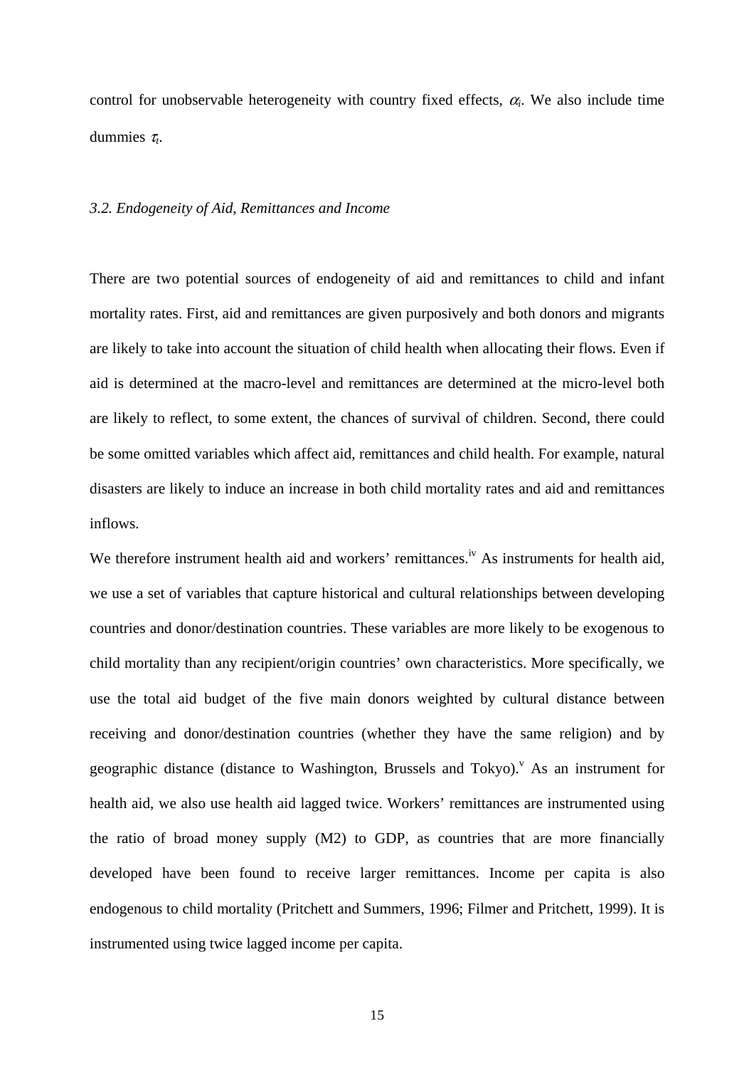control for unobservable heterogeneity with country fixed effects, $\alpha_i$. We also include time dummies $\tau_t$.

### *3.2. Endogeneity of Aid, Remittances and Income*

There are two potential sources of endogeneity of aid and remittances to child and infant mortality rates. First, aid and remittances are given purposively and both donors and migrants are likely to take into account the situation of child health when allocating their flows. Even if aid is determined at the macro-level and remittances are determined at the micro-level both are likely to reflect, to some extent, the chances of survival of children. Second, there could be some omitted variables which affect aid, remittances and child health. For example, natural disasters are likely to induce an increase in both child mortality rates and aid and remittances inflows.

We therefore instrument health aid and workers' remittances.[iv] As instruments for health aid, we use a set of variables that capture historical and cultural relationships between developing countries and donor/destination countries. These variables are more likely to be exogenous to child mortality than any recipient/origin countries' own characteristics. More specifically, we use the total aid budget of the five main donors weighted by cultural distance between receiving and donor/destination countries (whether they have the same religion) and by geographic distance (distance to Washington, Brussels and Tokyo).[v] As an instrument for health aid, we also use health aid lagged twice. Workers' remittances are instrumented using the ratio of broad money supply (M2) to GDP, as countries that are more financially developed have been found to receive larger remittances. Income per capita is also endogenous to child mortality (Pritchett and Summers, 1996; Filmer and Pritchett, 1999). It is instrumented using twice lagged income per capita.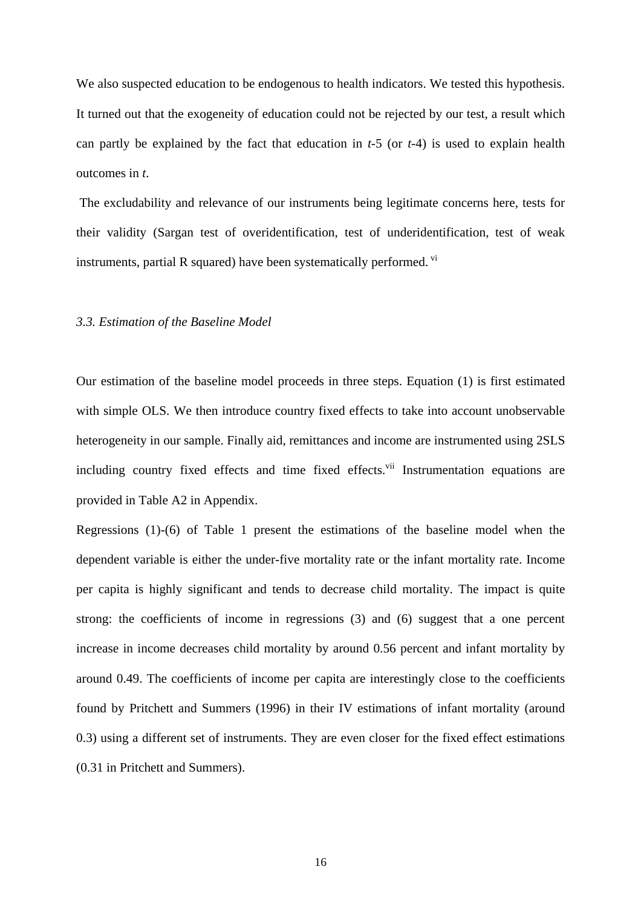We also suspected education to be endogenous to health indicators. We tested this hypothesis. It turned out that the exogeneity of education could not be rejected by our test, a result which can partly be explained by the fact that education in *t*-5 (or *t*-4) is used to explain health outcomes in *t*.

The excludability and relevance of our instruments being legitimate concerns here, tests for their validity (Sargan test of overidentification, test of underidentification, test of weak instruments, partial R squared) have been systematically performed. [vi]

### *3.3. Estimation of the Baseline Model*

Our estimation of the baseline model proceeds in three steps. Equation (1) is first estimated with simple OLS. We then introduce country fixed effects to take into account unobservable heterogeneity in our sample. Finally aid, remittances and income are instrumented using 2SLS including country fixed effects and time fixed effects.[vii] Instrumentation equations are provided in Table A2 in Appendix.

Regressions (1)-(6) of Table 1 present the estimations of the baseline model when the dependent variable is either the under-five mortality rate or the infant mortality rate. Income per capita is highly significant and tends to decrease child mortality. The impact is quite strong: the coefficients of income in regressions (3) and (6) suggest that a one percent increase in income decreases child mortality by around 0.56 percent and infant mortality by around 0.49. The coefficients of income per capita are interestingly close to the coefficients found by Pritchett and Summers (1996) in their IV estimations of infant mortality (around 0.3) using a different set of instruments. They are even closer for the fixed effect estimations (0.31 in Pritchett and Summers).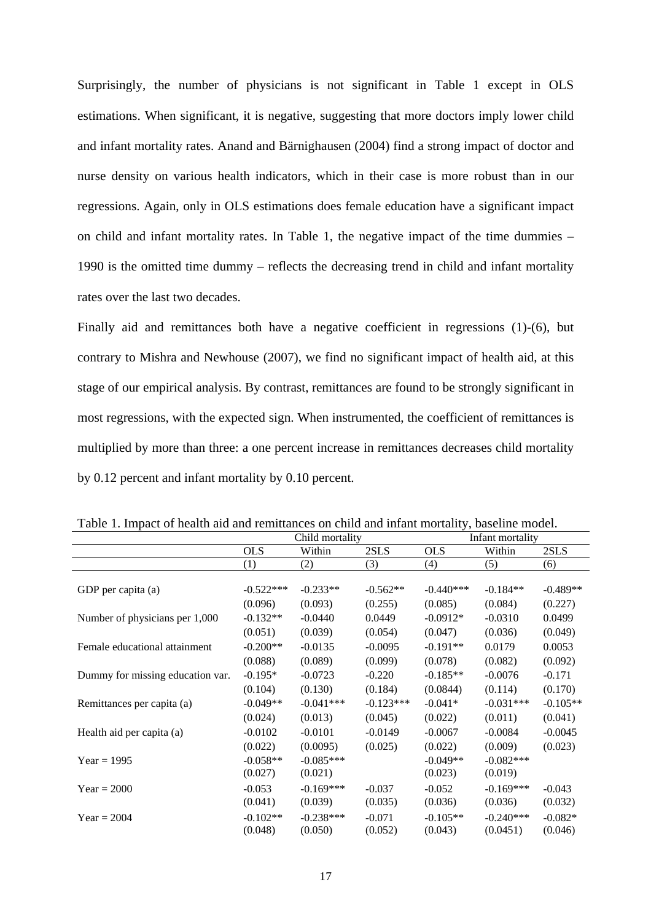Surprisingly, the number of physicians is not significant in Table 1 except in OLS estimations. When significant, it is negative, suggesting that more doctors imply lower child and infant mortality rates. Anand and Bärnighausen (2004) find a strong impact of doctor and nurse density on various health indicators, which in their case is more robust than in our regressions. Again, only in OLS estimations does female education have a significant impact on child and infant mortality rates. In Table 1, the negative impact of the time dummies – 1990 is the omitted time dummy – reflects the decreasing trend in child and infant mortality rates over the last two decades.

Finally aid and remittances both have a negative coefficient in regressions (1)-(6), but contrary to Mishra and Newhouse (2007), we find no significant impact of health aid, at this stage of our empirical analysis. By contrast, remittances are found to be strongly significant in most regressions, with the expected sign. When instrumented, the coefficient of remittances is multiplied by more than three: a one percent increase in remittances decreases child mortality by 0.12 percent and infant mortality by 0.10 percent.

Table 1. Impact of health aid and remittances on child and infant mortality, baseline model.

| | Child mortality | | | Infant mortality | | |
|---|---|---|---|---|---|---|
| | OLS | Within | 2SLS | OLS | Within | 2SLS |
| | (1) | (2) | (3) | (4) | (5) | (6) |
| GDP per capita (a) | -0.522*** | -0.233** | -0.562** | -0.440*** | -0.184** | -0.489** |
| | (0.096) | (0.093) | (0.255) | (0.085) | (0.084) | (0.227) |
| Number of physicians per 1,000 | -0.132** | -0.0440 | 0.0449 | -0.0912* | -0.0310 | 0.0499 |
| | (0.051) | (0.039) | (0.054) | (0.047) | (0.036) | (0.049) |
| Female educational attainment | -0.200** | -0.0135 | -0.0095 | -0.191** | 0.0179 | 0.0053 |
| | (0.088) | (0.089) | (0.099) | (0.078) | (0.082) | (0.092) |
| Dummy for missing education var. | -0.195* | -0.0723 | -0.220 | -0.185** | -0.0076 | -0.171 |
| | (0.104) | (0.130) | (0.184) | (0.0844) | (0.114) | (0.170) |
| Remittances per capita (a) | -0.049** | -0.041*** | -0.123*** | -0.041* | -0.031*** | -0.105** |
| | (0.024) | (0.013) | (0.045) | (0.022) | (0.011) | (0.041) |
| Health aid per capita (a) | -0.0102 | -0.0101 | -0.0149 | -0.0067 | -0.0084 | -0.0045 |
| | (0.022) | (0.0095) | (0.025) | (0.022) | (0.009) | (0.023) |
| Year = 1995 | -0.058** | -0.085*** | | -0.049** | -0.082*** | |
| | (0.027) | (0.021) | | (0.023) | (0.019) | |
| Year = 2000 | -0.053 | -0.169*** | -0.037 | -0.052 | -0.169*** | -0.043 |
| | (0.041) | (0.039) | (0.035) | (0.036) | (0.036) | (0.032) |
| Year = 2004 | -0.102** | -0.238*** | -0.071 | -0.105** | -0.240*** | -0.082* |
| | (0.048) | (0.050) | (0.052) | (0.043) | (0.0451) | (0.046) |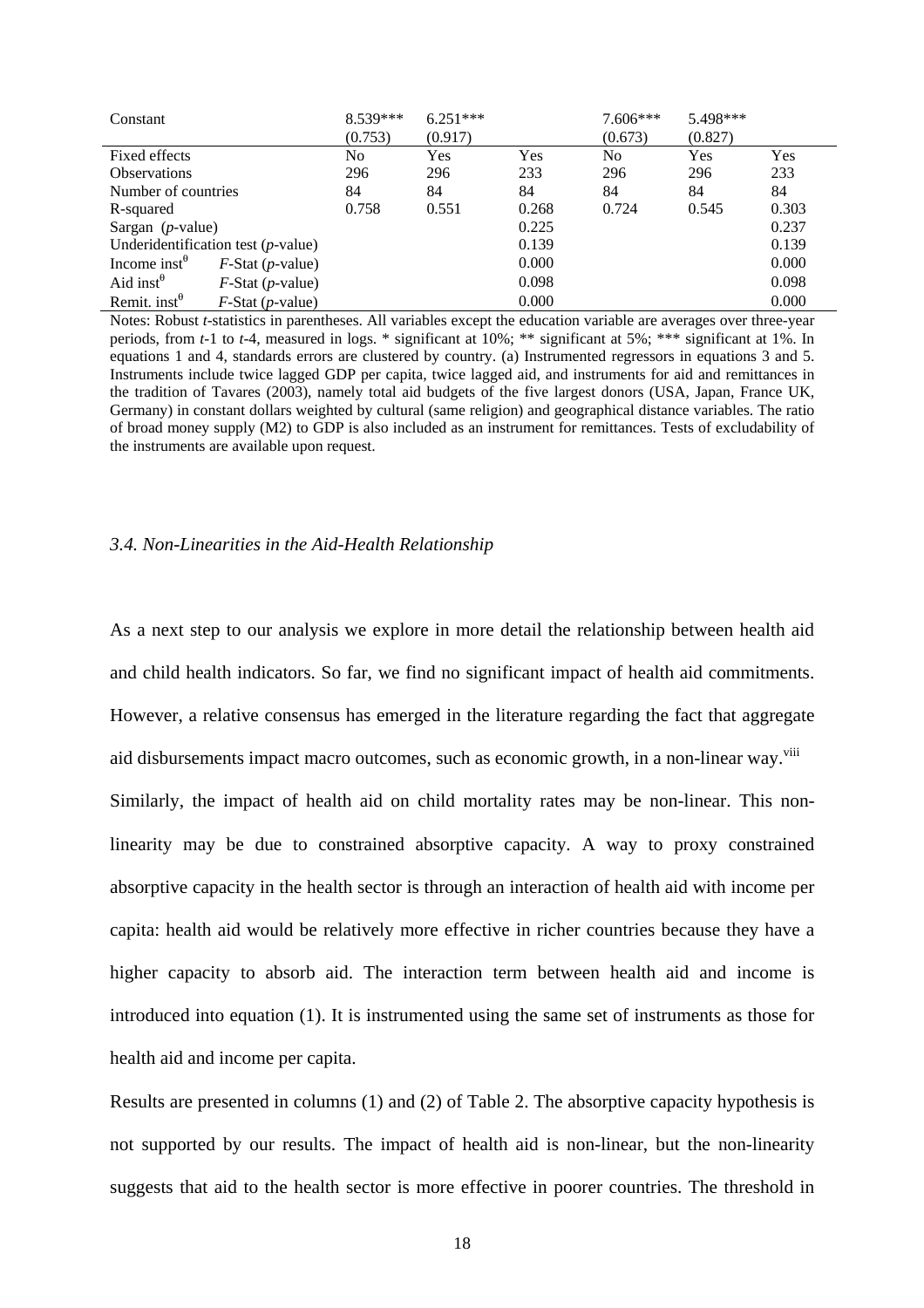| Constant | | 8.539*** | 6.251*** | | 7.606*** | 5.498*** | |
|---|---|---|---|---|---|---|---|
| | | (0.753) | (0.917) | | (0.673) | (0.827) | |
| Fixed effects | | No | Yes | Yes | No | Yes | Yes |
| Observations | | 296 | 296 | 233 | 296 | 296 | 233 |
| Number of countries | | 84 | 84 | 84 | 84 | 84 | 84 |
| R-squared | | 0.758 | 0.551 | 0.268 | 0.724 | 0.545 | 0.303 |
| Sargan (*p*-value) | | | | 0.225 | | | 0.237 |
| Underidentification test (*p*-value) | | | | 0.139 | | | 0.139 |
| Income inst$^{\theta}$ | *F*-Stat (*p*-value) | | | 0.000 | | | 0.000 |
| Aid inst$^{\theta}$ | *F*-Stat (*p*-value) | | | 0.098 | | | 0.098 |
| Remit. inst$^{\theta}$ | *F*-Stat (*p*-value) | | | 0.000 | | | 0.000 |

Notes: Robust *t*-statistics in parentheses. All variables except the education variable are averages over three-year periods, from *t*-1 to *t*-4, measured in logs. * significant at 10%; ** significant at 5%; *** significant at 1%. In equations 1 and 4, standards errors are clustered by country. (a) Instrumented regressors in equations 3 and 5. Instruments include twice lagged GDP per capita, twice lagged aid, and instruments for aid and remittances in the tradition of Tavares (2003), namely total aid budgets of the five largest donors (USA, Japan, France UK, Germany) in constant dollars weighted by cultural (same religion) and geographical distance variables. The ratio of broad money supply (M2) to GDP is also included as an instrument for remittances. Tests of excludability of the instruments are available upon request.

### *3.4. Non-Linearities in the Aid-Health Relationship*

As a next step to our analysis we explore in more detail the relationship between health aid and child health indicators. So far, we find no significant impact of health aid commitments. However, a relative consensus has emerged in the literature regarding the fact that aggregate aid disbursements impact macro outcomes, such as economic growth, in a non-linear way.[viii]

Similarly, the impact of health aid on child mortality rates may be non-linear. This non-linearity may be due to constrained absorptive capacity. A way to proxy constrained absorptive capacity in the health sector is through an interaction of health aid with income per capita: health aid would be relatively more effective in richer countries because they have a higher capacity to absorb aid. The interaction term between health aid and income is introduced into equation (1). It is instrumented using the same set of instruments as those for health aid and income per capita.

Results are presented in columns (1) and (2) of Table 2. The absorptive capacity hypothesis is not supported by our results. The impact of health aid is non-linear, but the non-linearity suggests that aid to the health sector is more effective in poorer countries. The threshold in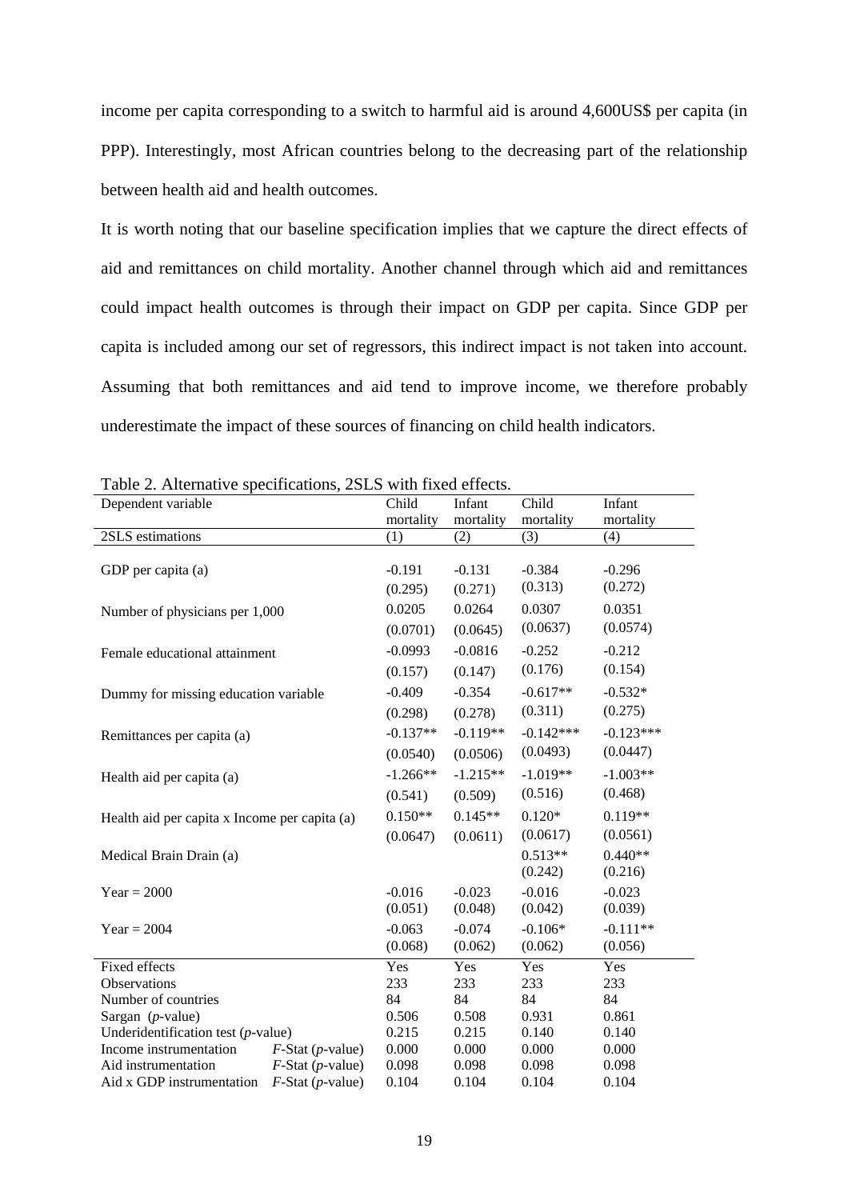income per capita corresponding to a switch to harmful aid is around 4,600US$ per capita (in PPP). Interestingly, most African countries belong to the decreasing part of the relationship between health aid and health outcomes.

It is worth noting that our baseline specification implies that we capture the direct effects of aid and remittances on child mortality. Another channel through which aid and remittances could impact health outcomes is through their impact on GDP per capita. Since GDP per capita is included among our set of regressors, this indirect impact is not taken into account. Assuming that both remittances and aid tend to improve income, we therefore probably underestimate the impact of these sources of financing on child health indicators.

Table 2. Alternative specifications, 2SLS with fixed effects.

| Dependent variable | | Child mortality | Infant mortality | Child mortality | Infant mortality |
|---|---|---|---|---|---|
| 2SLS estimations | | (1) | (2) | (3) | (4) |
| GDP per capita (a) | | -0.191 | -0.131 | -0.384 | -0.296 |
| | | (0.295) | (0.271) | (0.313) | (0.272) |
| Number of physicians per 1,000 | | 0.0205 | 0.0264 | 0.0307 | 0.0351 |
| | | (0.0701) | (0.0645) | (0.0637) | (0.0574) |
| Female educational attainment | | -0.0993 | -0.0816 | -0.252 | -0.212 |
| | | (0.157) | (0.147) | (0.176) | (0.154) |
| Dummy for missing education variable | | -0.409 | -0.354 | -0.617** | -0.532* |
| | | (0.298) | (0.278) | (0.311) | (0.275) |
| Remittances per capita (a) | | -0.137** | -0.119** | -0.142*** | -0.123*** |
| | | (0.0540) | (0.0506) | (0.0493) | (0.0447) |
| Health aid per capita (a) | | -1.266** | -1.215** | -1.019** | -1.003** |
| | | (0.541) | (0.509) | (0.516) | (0.468) |
| Health aid per capita x Income per capita (a) | | 0.150** | 0.145** | 0.120* | 0.119** |
| | | (0.0647) | (0.0611) | (0.0617) | (0.0561) |
| Medical Brain Drain (a) | | | | 0.513** | 0.440** |
| | | | | (0.242) | (0.216) |
| Year = 2000 | | -0.016 | -0.023 | -0.016 | -0.023 |
| | | (0.051) | (0.048) | (0.042) | (0.039) |
| Year = 2004 | | -0.063 | -0.074 | -0.106* | -0.111** |
| | | (0.068) | (0.062) | (0.062) | (0.056) |
| Fixed effects | | Yes | Yes | Yes | Yes |
| Observations | | 233 | 233 | 233 | 233 |
| Number of countries | | 84 | 84 | 84 | 84 |
| Sargan (*p*-value) | | 0.506 | 0.508 | 0.931 | 0.861 |
| Underidentification test (*p*-value) | | 0.215 | 0.215 | 0.140 | 0.140 |
| Income instrumentation | *F*-Stat (*p*-value) | 0.000 | 0.000 | 0.000 | 0.000 |
| Aid instrumentation | *F*-Stat (*p*-value) | 0.098 | 0.098 | 0.098 | 0.098 |
| Aid x GDP instrumentation | *F*-Stat (*p*-value) | 0.104 | 0.104 | 0.104 | 0.104 |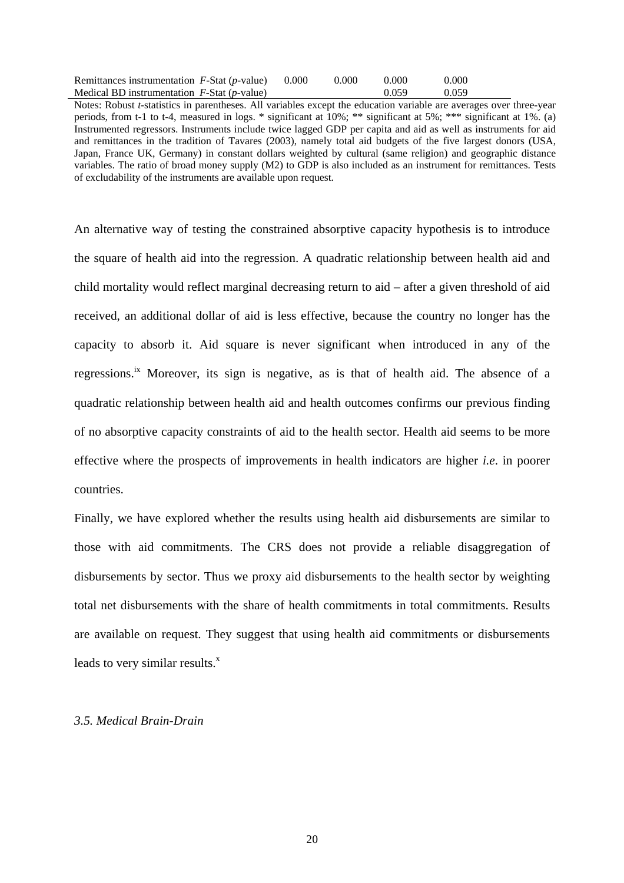| | | | | |
|---|---|---|---|---|
| Remittances instrumentation *F*-Stat (*p*-value) | 0.000 | 0.000 | 0.000 | 0.000 |
| Medical BD instrumentation *F*-Stat (*p*-value) | | | 0.059 | 0.059 |

Notes: Robust *t*-statistics in parentheses. All variables except the education variable are averages over three-year periods, from t-1 to t-4, measured in logs. * significant at 10%; ** significant at 5%; *** significant at 1%. (a) Instrumented regressors. Instruments include twice lagged GDP per capita and aid as well as instruments for aid and remittances in the tradition of Tavares (2003), namely total aid budgets of the five largest donors (USA, Japan, France UK, Germany) in constant dollars weighted by cultural (same religion) and geographic distance variables. The ratio of broad money supply (M2) to GDP is also included as an instrument for remittances. Tests of excludability of the instruments are available upon request.

An alternative way of testing the constrained absorptive capacity hypothesis is to introduce the square of health aid into the regression. A quadratic relationship between health aid and child mortality would reflect marginal decreasing return to aid – after a given threshold of aid received, an additional dollar of aid is less effective, because the country no longer has the capacity to absorb it. Aid square is never significant when introduced in any of the regressions.[ix] Moreover, its sign is negative, as is that of health aid. The absence of a quadratic relationship between health aid and health outcomes confirms our previous finding of no absorptive capacity constraints of aid to the health sector. Health aid seems to be more effective where the prospects of improvements in health indicators are higher *i.e*. in poorer countries.

Finally, we have explored whether the results using health aid disbursements are similar to those with aid commitments. The CRS does not provide a reliable disaggregation of disbursements by sector. Thus we proxy aid disbursements to the health sector by weighting total net disbursements with the share of health commitments in total commitments. Results are available on request. They suggest that using health aid commitments or disbursements leads to very similar results.[x]

### *3.5. Medical Brain-Drain*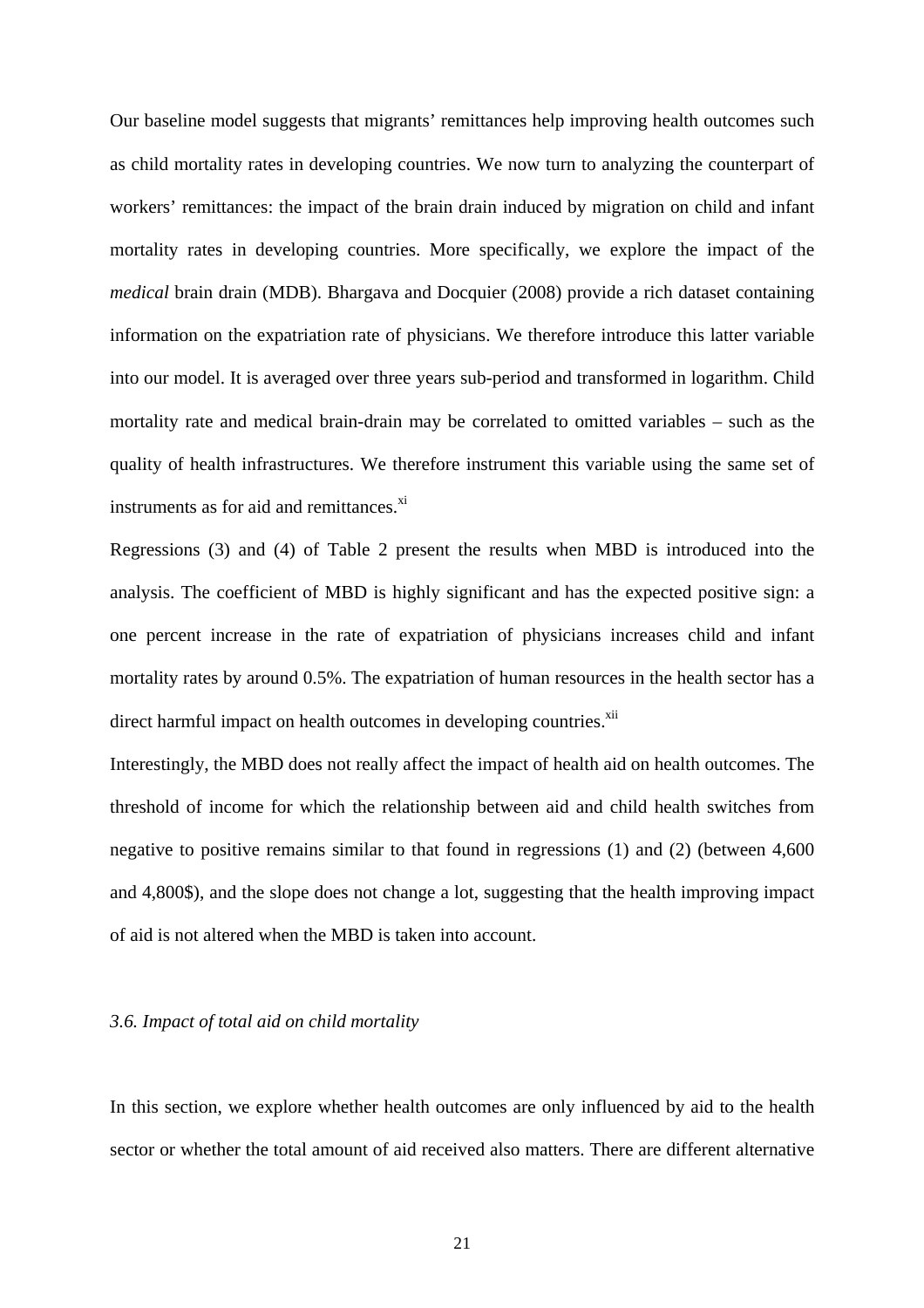Our baseline model suggests that migrants' remittances help improving health outcomes such as child mortality rates in developing countries. We now turn to analyzing the counterpart of workers' remittances: the impact of the brain drain induced by migration on child and infant mortality rates in developing countries. More specifically, we explore the impact of the *medical* brain drain (MDB). Bhargava and Docquier (2008) provide a rich dataset containing information on the expatriation rate of physicians. We therefore introduce this latter variable into our model. It is averaged over three years sub-period and transformed in logarithm. Child mortality rate and medical brain-drain may be correlated to omitted variables – such as the quality of health infrastructures. We therefore instrument this variable using the same set of instruments as for aid and remittances.[xi]

Regressions (3) and (4) of Table 2 present the results when MBD is introduced into the analysis. The coefficient of MBD is highly significant and has the expected positive sign: a one percent increase in the rate of expatriation of physicians increases child and infant mortality rates by around 0.5%. The expatriation of human resources in the health sector has a direct harmful impact on health outcomes in developing countries.[xii]

Interestingly, the MBD does not really affect the impact of health aid on health outcomes. The threshold of income for which the relationship between aid and child health switches from negative to positive remains similar to that found in regressions (1) and (2) (between 4,600 and 4,800$), and the slope does not change a lot, suggesting that the health improving impact of aid is not altered when the MBD is taken into account.

### *3.6. Impact of total aid on child mortality*

In this section, we explore whether health outcomes are only influenced by aid to the health sector or whether the total amount of aid received also matters. There are different alternative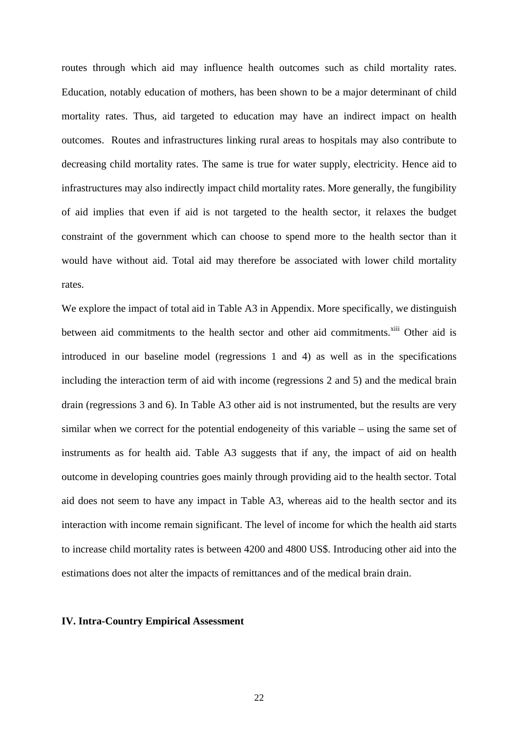routes through which aid may influence health outcomes such as child mortality rates. Education, notably education of mothers, has been shown to be a major determinant of child mortality rates. Thus, aid targeted to education may have an indirect impact on health outcomes. Routes and infrastructures linking rural areas to hospitals may also contribute to decreasing child mortality rates. The same is true for water supply, electricity. Hence aid to infrastructures may also indirectly impact child mortality rates. More generally, the fungibility of aid implies that even if aid is not targeted to the health sector, it relaxes the budget constraint of the government which can choose to spend more to the health sector than it would have without aid. Total aid may therefore be associated with lower child mortality rates.

We explore the impact of total aid in Table A3 in Appendix. More specifically, we distinguish between aid commitments to the health sector and other aid commitments.[xiii] Other aid is introduced in our baseline model (regressions 1 and 4) as well as in the specifications including the interaction term of aid with income (regressions 2 and 5) and the medical brain drain (regressions 3 and 6). In Table A3 other aid is not instrumented, but the results are very similar when we correct for the potential endogeneity of this variable – using the same set of instruments as for health aid. Table A3 suggests that if any, the impact of aid on health outcome in developing countries goes mainly through providing aid to the health sector. Total aid does not seem to have any impact in Table A3, whereas aid to the health sector and its interaction with income remain significant. The level of income for which the health aid starts to increase child mortality rates is between 4200 and 4800 US$. Introducing other aid into the estimations does not alter the impacts of remittances and of the medical brain drain.

## IV. Intra-Country Empirical Assessment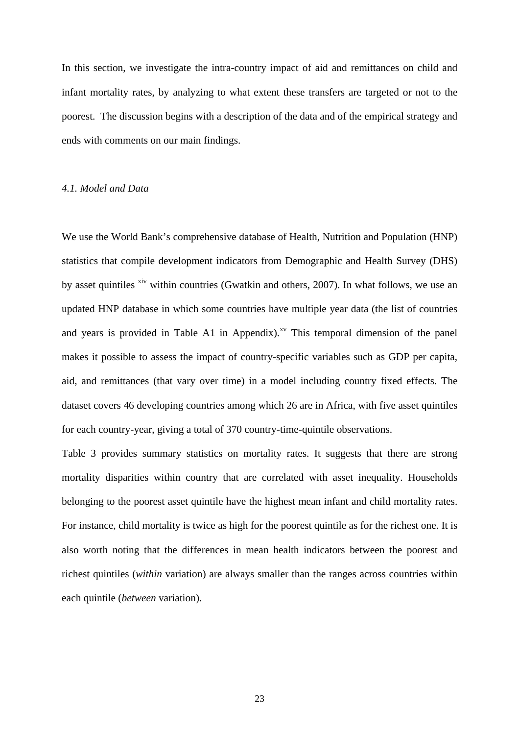In this section, we investigate the intra-country impact of aid and remittances on child and infant mortality rates, by analyzing to what extent these transfers are targeted or not to the poorest. The discussion begins with a description of the data and of the empirical strategy and ends with comments on our main findings.

### *4.1. Model and Data*

We use the World Bank's comprehensive database of Health, Nutrition and Population (HNP) statistics that compile development indicators from Demographic and Health Survey (DHS) by asset quintiles [xiv] within countries (Gwatkin and others, 2007). In what follows, we use an updated HNP database in which some countries have multiple year data (the list of countries and years is provided in Table A1 in Appendix).[xv] This temporal dimension of the panel makes it possible to assess the impact of country-specific variables such as GDP per capita, aid, and remittances (that vary over time) in a model including country fixed effects. The dataset covers 46 developing countries among which 26 are in Africa, with five asset quintiles for each country-year, giving a total of 370 country-time-quintile observations.

Table 3 provides summary statistics on mortality rates. It suggests that there are strong mortality disparities within country that are correlated with asset inequality. Households belonging to the poorest asset quintile have the highest mean infant and child mortality rates. For instance, child mortality is twice as high for the poorest quintile as for the richest one. It is also worth noting that the differences in mean health indicators between the poorest and richest quintiles (*within* variation) are always smaller than the ranges across countries within each quintile (*between* variation).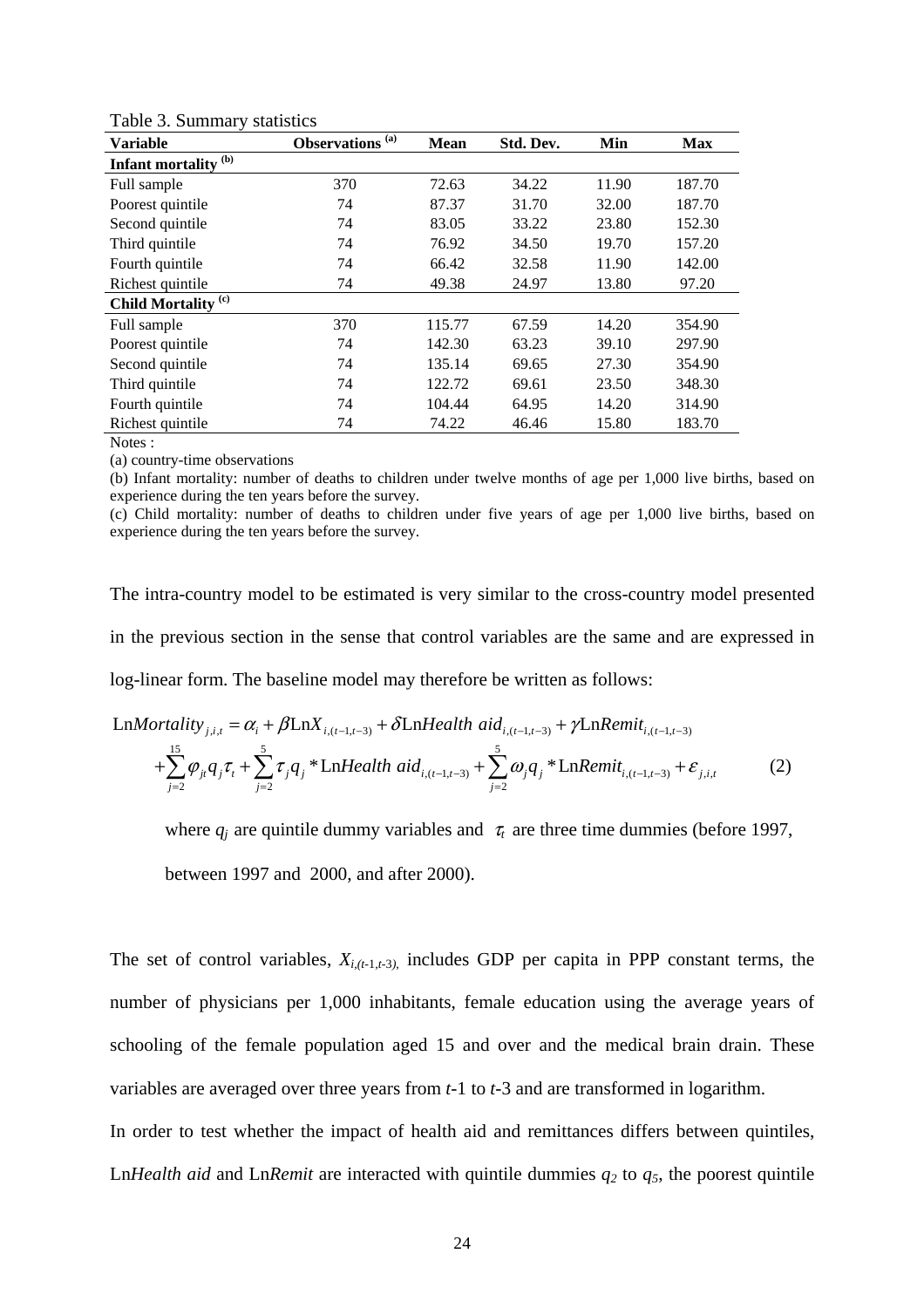Table 3. Summary statistics

| Variable | Observations [(a)] | Mean | Std. Dev. | Min | Max |
|---|---|---|---|---|---|
| **Infant mortality [(b)]** | | | | | |
| Full sample | 370 | 72.63 | 34.22 | 11.90 | 187.70 |
| Poorest quintile | 74 | 87.37 | 31.70 | 32.00 | 187.70 |
| Second quintile | 74 | 83.05 | 33.22 | 23.80 | 152.30 |
| Third quintile | 74 | 76.92 | 34.50 | 19.70 | 157.20 |
| Fourth quintile | 74 | 66.42 | 32.58 | 11.90 | 142.00 |
| Richest quintile | 74 | 49.38 | 24.97 | 13.80 | 97.20 |
| **Child Mortality [(c)]** | | | | | |
| Full sample | 370 | 115.77 | 67.59 | 14.20 | 354.90 |
| Poorest quintile | 74 | 142.30 | 63.23 | 39.10 | 297.90 |
| Second quintile | 74 | 135.14 | 69.65 | 27.30 | 354.90 |
| Third quintile | 74 | 122.72 | 69.61 | 23.50 | 348.30 |
| Fourth quintile | 74 | 104.44 | 64.95 | 14.20 | 314.90 |
| Richest quintile | 74 | 74.22 | 46.46 | 15.80 | 183.70 |

Notes :

(a) country-time observations

(b) Infant mortality: number of deaths to children under twelve months of age per 1,000 live births, based on experience during the ten years before the survey.

(c) Child mortality: number of deaths to children under five years of age per 1,000 live births, based on experience during the ten years before the survey.

The intra-country model to be estimated is very similar to the cross-country model presented in the previous section in the sense that control variables are the same and are expressed in log-linear form. The baseline model may therefore be written as follows:

$$\text{Ln}Mortality_{j,i,t} = \alpha_i + \beta \text{Ln}X_{i,(t-1,t-3)} + \delta \text{Ln}Health\ aid_{i,(t-1,t-3)} + \gamma \text{Ln}Remit_{i,(t-1,t-3)} + \sum_{j=2}^{15} \varphi_{jt} q_j \tau_t + \sum_{j=2}^{5} \tau_j q_j * \text{Ln}Health\ aid_{i,(t-1,t-3)} + \sum_{j=2}^{5} \omega_j q_j * \text{Ln}Remit_{i,(t-1,t-3)} + \varepsilon_{j,i,t} \quad (2)$$

where $q_j$ are quintile dummy variables and $\tau_t$ are three time dummies (before 1997, between 1997 and 2000, and after 2000).

The set of control variables, $X_{i,(t-1,t-3)}$, includes GDP per capita in PPP constant terms, the number of physicians per 1,000 inhabitants, female education using the average years of schooling of the female population aged 15 and over and the medical brain drain. These variables are averaged over three years from $t$-1 to $t$-3 and are transformed in logarithm.

In order to test whether the impact of health aid and remittances differs between quintiles, Ln*Health aid* and Ln*Remit* are interacted with quintile dummies $q_2$ to $q_5$, the poorest quintile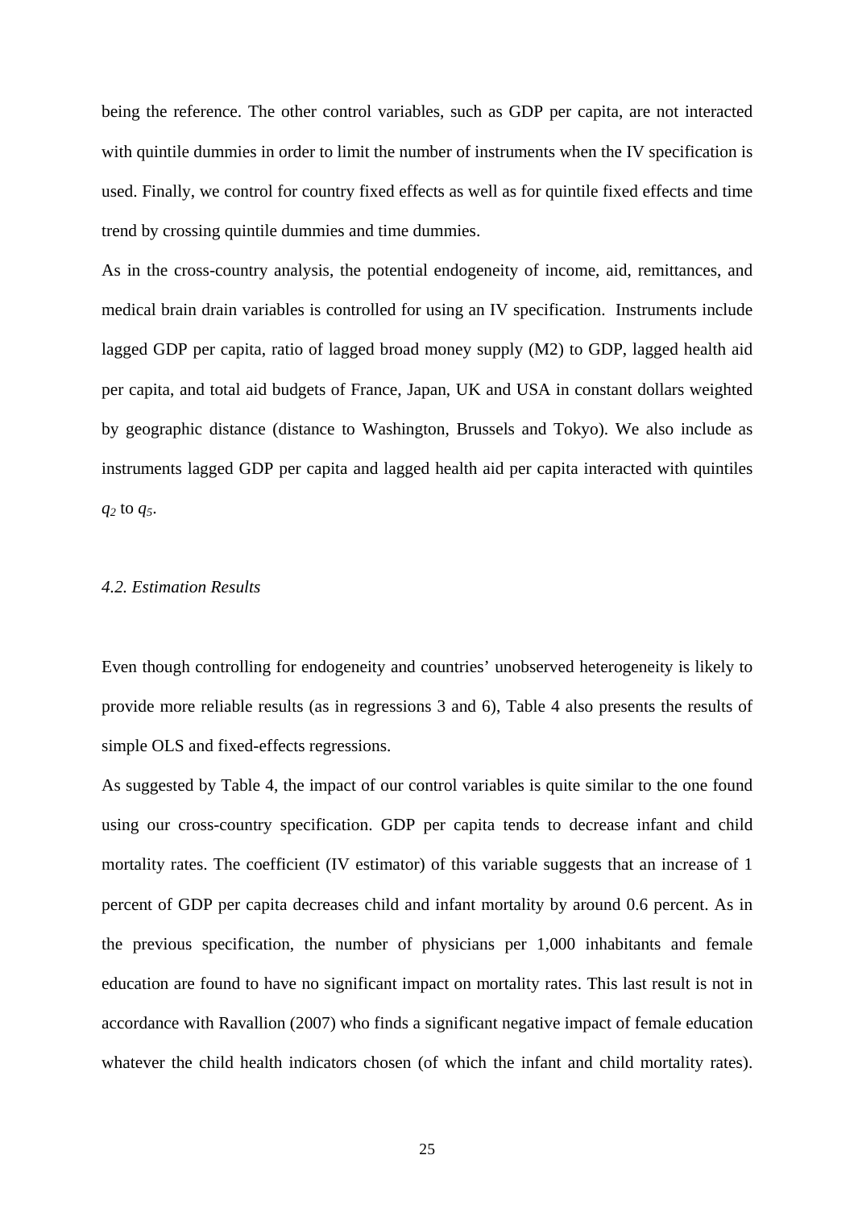being the reference. The other control variables, such as GDP per capita, are not interacted with quintile dummies in order to limit the number of instruments when the IV specification is used. Finally, we control for country fixed effects as well as for quintile fixed effects and time trend by crossing quintile dummies and time dummies.

As in the cross-country analysis, the potential endogeneity of income, aid, remittances, and medical brain drain variables is controlled for using an IV specification. Instruments include lagged GDP per capita, ratio of lagged broad money supply (M2) to GDP, lagged health aid per capita, and total aid budgets of France, Japan, UK and USA in constant dollars weighted by geographic distance (distance to Washington, Brussels and Tokyo). We also include as instruments lagged GDP per capita and lagged health aid per capita interacted with quintiles $q_2$ to $q_5$.

### *4.2. Estimation Results*

Even though controlling for endogeneity and countries' unobserved heterogeneity is likely to provide more reliable results (as in regressions 3 and 6), Table 4 also presents the results of simple OLS and fixed-effects regressions.

As suggested by Table 4, the impact of our control variables is quite similar to the one found using our cross-country specification. GDP per capita tends to decrease infant and child mortality rates. The coefficient (IV estimator) of this variable suggests that an increase of 1 percent of GDP per capita decreases child and infant mortality by around 0.6 percent. As in the previous specification, the number of physicians per 1,000 inhabitants and female education are found to have no significant impact on mortality rates. This last result is not in accordance with Ravallion (2007) who finds a significant negative impact of female education whatever the child health indicators chosen (of which the infant and child mortality rates).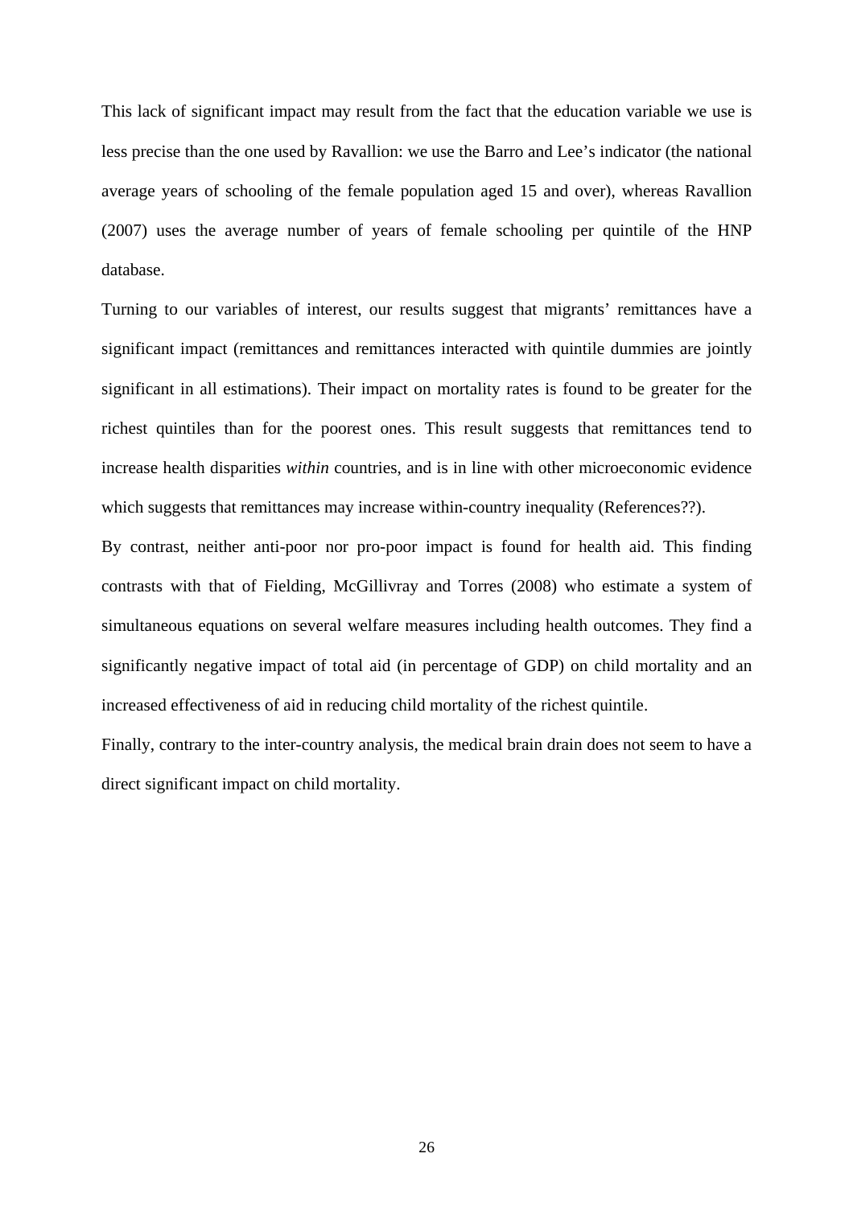This lack of significant impact may result from the fact that the education variable we use is less precise than the one used by Ravallion: we use the Barro and Lee's indicator (the national average years of schooling of the female population aged 15 and over), whereas Ravallion (2007) uses the average number of years of female schooling per quintile of the HNP database.

Turning to our variables of interest, our results suggest that migrants' remittances have a significant impact (remittances and remittances interacted with quintile dummies are jointly significant in all estimations). Their impact on mortality rates is found to be greater for the richest quintiles than for the poorest ones. This result suggests that remittances tend to increase health disparities *within* countries, and is in line with other microeconomic evidence which suggests that remittances may increase within-country inequality (References??).

By contrast, neither anti-poor nor pro-poor impact is found for health aid. This finding contrasts with that of Fielding, McGillivray and Torres (2008) who estimate a system of simultaneous equations on several welfare measures including health outcomes. They find a significantly negative impact of total aid (in percentage of GDP) on child mortality and an increased effectiveness of aid in reducing child mortality of the richest quintile.

Finally, contrary to the inter-country analysis, the medical brain drain does not seem to have a direct significant impact on child mortality.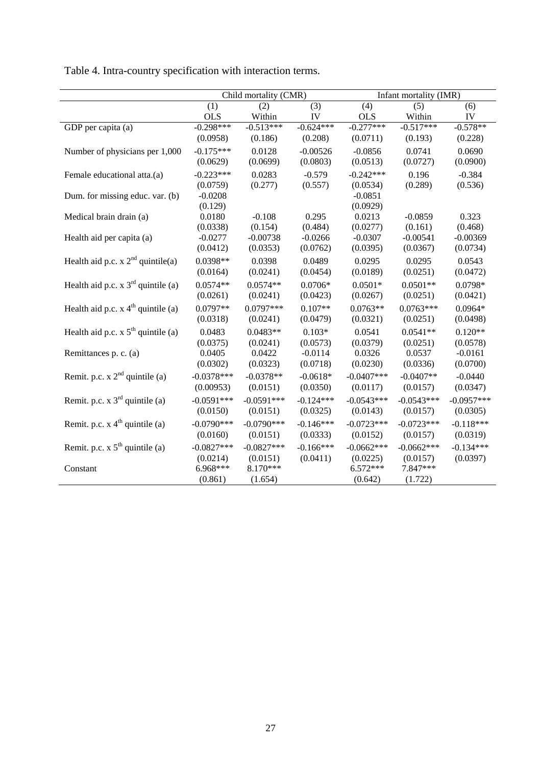Table 4. Intra-country specification with interaction terms.

| | Child mortality (CMR) | | | Infant mortality (IMR) | | |
|---|---|---|---|---|---|---|
| | (1) | (2) | (3) | (4) | (5) | (6) |
| | OLS | Within | IV | OLS | Within | IV |
| GDP per capita (a) | -0.298*** | -0.513*** | -0.624*** | -0.277*** | -0.517*** | -0.578** |
| | (0.0958) | (0.186) | (0.208) | (0.0711) | (0.193) | (0.228) |
| Number of physicians per 1,000 | -0.175*** | 0.0128 | -0.00526 | -0.0856 | 0.0741 | 0.0690 |
| | (0.0629) | (0.0699) | (0.0803) | (0.0513) | (0.0727) | (0.0900) |
| Female educational atta.(a) | -0.223*** | 0.0283 | -0.579 | -0.242*** | 0.196 | -0.384 |
| | (0.0759) | (0.277) | (0.557) | (0.0534) | (0.289) | (0.536) |
| Dum. for missing educ. var. (b) | -0.0208 | | | -0.0851 | | |
| | (0.129) | | | (0.0929) | | |
| Medical brain drain (a) | 0.0180 | -0.108 | 0.295 | 0.0213 | -0.0859 | 0.323 |
| | (0.0338) | (0.154) | (0.484) | (0.0277) | (0.161) | (0.468) |
| Health aid per capita (a) | -0.0277 | -0.00738 | -0.0266 | -0.0307 | -0.00541 | -0.00369 |
| | (0.0412) | (0.0353) | (0.0762) | (0.0395) | (0.0367) | (0.0734) |
| Health aid p.c. x 2nd quintile(a) | 0.0398** | 0.0398 | 0.0489 | 0.0295 | 0.0295 | 0.0543 |
| | (0.0164) | (0.0241) | (0.0454) | (0.0189) | (0.0251) | (0.0472) |
| Health aid p.c. x 3rd quintile (a) | 0.0574** | 0.0574** | 0.0706* | 0.0501* | 0.0501** | 0.0798* |
| | (0.0261) | (0.0241) | (0.0423) | (0.0267) | (0.0251) | (0.0421) |
| Health aid p.c. x 4th quintile (a) | 0.0797** | 0.0797*** | 0.107** | 0.0763** | 0.0763*** | 0.0964* |
| | (0.0318) | (0.0241) | (0.0479) | (0.0321) | (0.0251) | (0.0498) |
| Health aid p.c. x 5th quintile (a) | 0.0483 | 0.0483** | 0.103* | 0.0541 | 0.0541** | 0.120** |
| | (0.0375) | (0.0241) | (0.0573) | (0.0379) | (0.0251) | (0.0578) |
| Remittances p. c. (a) | 0.0405 | 0.0422 | -0.0114 | 0.0326 | 0.0537 | -0.0161 |
| | (0.0302) | (0.0323) | (0.0718) | (0.0230) | (0.0336) | (0.0700) |
| Remit. p.c. x 2nd quintile (a) | -0.0378*** | -0.0378** | -0.0618* | -0.0407*** | -0.0407** | -0.0440 |
| | (0.00953) | (0.0151) | (0.0350) | (0.0117) | (0.0157) | (0.0347) |
| Remit. p.c. x 3rd quintile (a) | -0.0591*** | -0.0591*** | -0.124*** | -0.0543*** | -0.0543*** | -0.0957*** |
| | (0.0150) | (0.0151) | (0.0325) | (0.0143) | (0.0157) | (0.0305) |
| Remit. p.c. x 4th quintile (a) | -0.0790*** | -0.0790*** | -0.146*** | -0.0723*** | -0.0723*** | -0.118*** |
| | (0.0160) | (0.0151) | (0.0333) | (0.0152) | (0.0157) | (0.0319) |
| Remit. p.c. x 5th quintile (a) | -0.0827*** | -0.0827*** | -0.166*** | -0.0662*** | -0.0662*** | -0.134*** |
| | (0.0214) | (0.0151) | (0.0411) | (0.0225) | (0.0157) | (0.0397) |
| Constant | 6.968*** | 8.170*** | | 6.572*** | 7.847*** | |
| | (0.861) | (1.654) | | (0.642) | (1.722) | |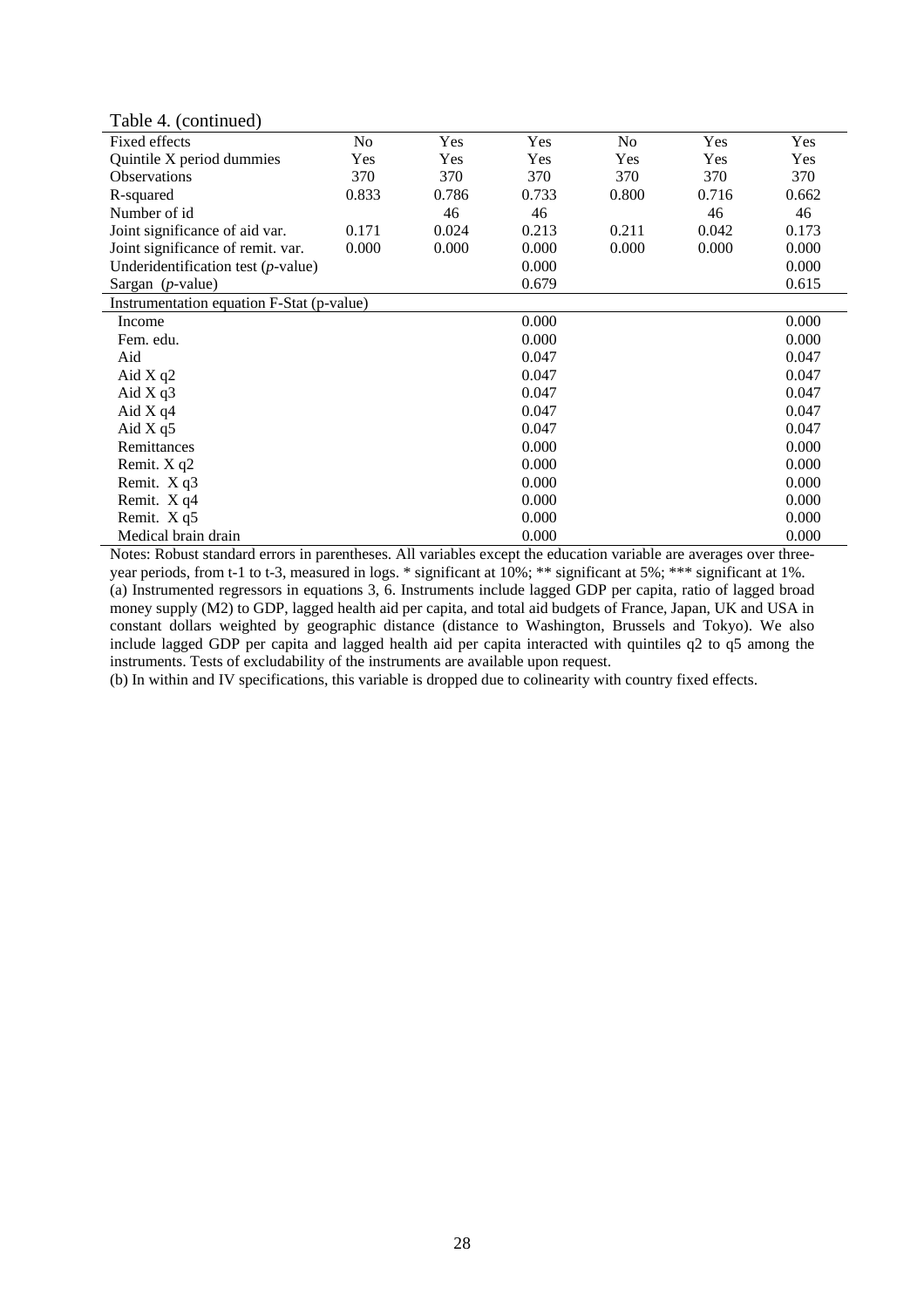Table 4. (continued)

| | | | | | | |
|---|---|---|---|---|---|---|
| Fixed effects | No | Yes | Yes | No | Yes | Yes |
| Quintile X period dummies | Yes | Yes | Yes | Yes | Yes | Yes |
| Observations | 370 | 370 | 370 | 370 | 370 | 370 |
| R-squared | 0.833 | 0.786 | 0.733 | 0.800 | 0.716 | 0.662 |
| Number of id | | 46 | 46 | | 46 | 46 |
| Joint significance of aid var. | 0.171 | 0.024 | 0.213 | 0.211 | 0.042 | 0.173 |
| Joint significance of remit. var. | 0.000 | 0.000 | 0.000 | 0.000 | 0.000 | 0.000 |
| Underidentification test (*p*-value) | | | 0.000 | | | 0.000 |
| Sargan (*p*-value) | | | 0.679 | | | 0.615 |
| Instrumentation equation F-Stat (p-value) | | | | | | |
| Income | | | 0.000 | | | 0.000 |
| Fem. edu. | | | 0.000 | | | 0.000 |
| Aid | | | 0.047 | | | 0.047 |
| Aid X q2 | | | 0.047 | | | 0.047 |
| Aid X q3 | | | 0.047 | | | 0.047 |
| Aid X q4 | | | 0.047 | | | 0.047 |
| Aid X q5 | | | 0.047 | | | 0.047 |
| Remittances | | | 0.000 | | | 0.000 |
| Remit. X q2 | | | 0.000 | | | 0.000 |
| Remit. X q3 | | | 0.000 | | | 0.000 |
| Remit. X q4 | | | 0.000 | | | 0.000 |
| Remit. X q5 | | | 0.000 | | | 0.000 |
| Medical brain drain | | | 0.000 | | | 0.000 |

Notes: Robust standard errors in parentheses. All variables except the education variable are averages over three-year periods, from t-1 to t-3, measured in logs. * significant at 10%; ** significant at 5%; *** significant at 1%.
(a) Instrumented regressors in equations 3, 6. Instruments include lagged GDP per capita, ratio of lagged broad money supply (M2) to GDP, lagged health aid per capita, and total aid budgets of France, Japan, UK and USA in constant dollars weighted by geographic distance (distance to Washington, Brussels and Tokyo). We also include lagged GDP per capita and lagged health aid per capita interacted with quintiles q2 to q5 among the instruments. Tests of excludability of the instruments are available upon request.
(b) In within and IV specifications, this variable is dropped due to colinearity with country fixed effects.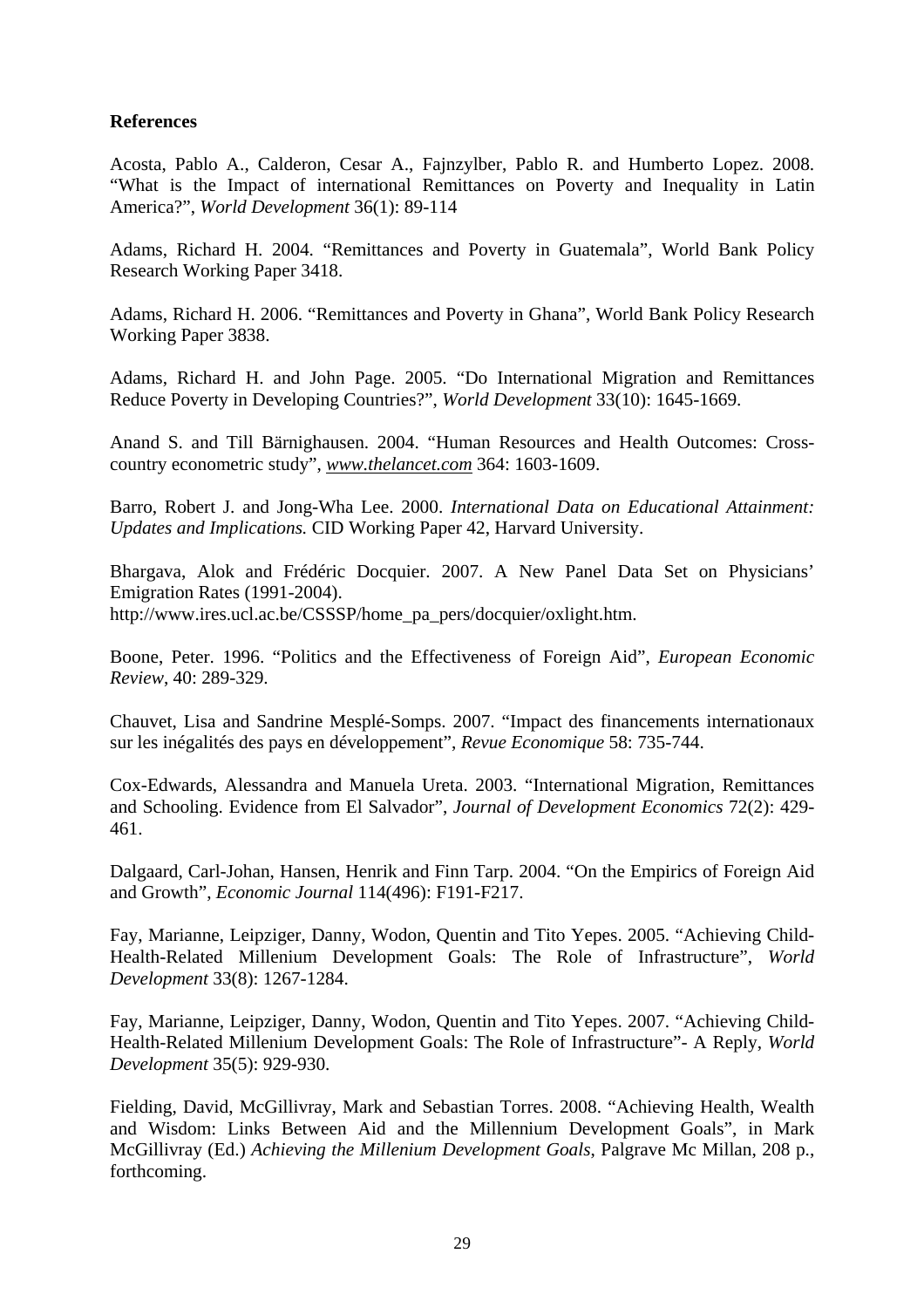**References**

Acosta, Pablo A., Calderon, Cesar A., Fajnzylber, Pablo R. and Humberto Lopez. 2008. "What is the Impact of international Remittances on Poverty and Inequality in Latin America?", *World Development* 36(1): 89-114

Adams, Richard H. 2004. "Remittances and Poverty in Guatemala", World Bank Policy Research Working Paper 3418.

Adams, Richard H. 2006. "Remittances and Poverty in Ghana", World Bank Policy Research Working Paper 3838.

Adams, Richard H. and John Page. 2005. "Do International Migration and Remittances Reduce Poverty in Developing Countries?", *World Development* 33(10): 1645-1669.

Anand S. and Till Bärnighausen. 2004. "Human Resources and Health Outcomes: Cross-country econometric study", *www.thelancet.com* 364: 1603-1609.

Barro, Robert J. and Jong-Wha Lee. 2000. *International Data on Educational Attainment: Updates and Implications.* CID Working Paper 42, Harvard University.

Bhargava, Alok and Frédéric Docquier. 2007. A New Panel Data Set on Physicians' Emigration Rates (1991-2004). http://www.ires.ucl.ac.be/CSSSP/home_pa_pers/docquier/oxlight.htm.

Boone, Peter. 1996. "Politics and the Effectiveness of Foreign Aid", *European Economic Review*, 40: 289-329.

Chauvet, Lisa and Sandrine Mesplé-Somps. 2007. "Impact des financements internationaux sur les inégalités des pays en développement", *Revue Economique* 58: 735-744.

Cox-Edwards, Alessandra and Manuela Ureta. 2003. "International Migration, Remittances and Schooling. Evidence from El Salvador", *Journal of Development Economics* 72(2): 429-461.

Dalgaard, Carl-Johan, Hansen, Henrik and Finn Tarp. 2004. "On the Empirics of Foreign Aid and Growth", *Economic Journal* 114(496): F191-F217.

Fay, Marianne, Leipziger, Danny, Wodon, Quentin and Tito Yepes. 2005. "Achieving Child-Health-Related Millenium Development Goals: The Role of Infrastructure", *World Development* 33(8): 1267-1284.

Fay, Marianne, Leipziger, Danny, Wodon, Quentin and Tito Yepes. 2007. "Achieving Child-Health-Related Millenium Development Goals: The Role of Infrastructure"- A Reply, *World Development* 35(5): 929-930.

Fielding, David, McGillivray, Mark and Sebastian Torres. 2008. "Achieving Health, Wealth and Wisdom: Links Between Aid and the Millennium Development Goals", in Mark McGillivray (Ed.) *Achieving the Millenium Development Goals*, Palgrave Mc Millan, 208 p., forthcoming.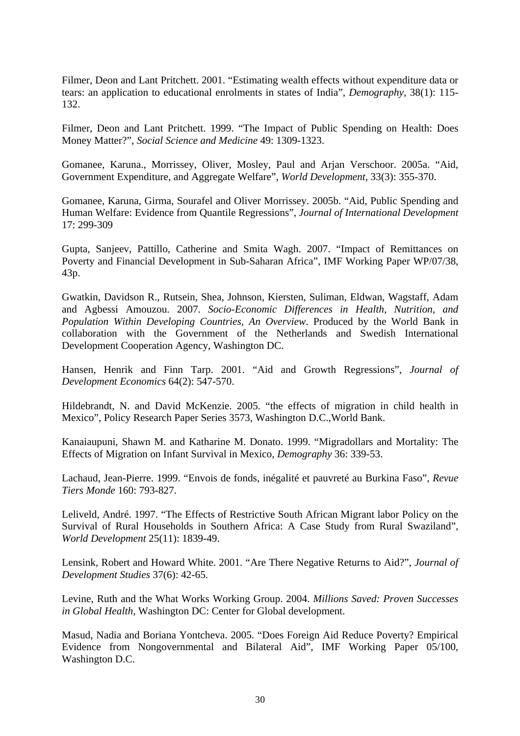Filmer, Deon and Lant Pritchett. 2001. "Estimating wealth effects without expenditure data or tears: an application to educational enrolments in states of India", *Demography*, 38(1): 115-132.

Filmer, Deon and Lant Pritchett. 1999. "The Impact of Public Spending on Health: Does Money Matter?", *Social Science and Medicine* 49: 1309-1323.

Gomanee, Karuna., Morrissey, Oliver, Mosley, Paul and Arjan Verschoor. 2005a. "Aid, Government Expenditure, and Aggregate Welfare", *World Development*, 33(3): 355-370.

Gomanee, Karuna, Girma, Sourafel and Oliver Morrissey. 2005b. "Aid, Public Spending and Human Welfare: Evidence from Quantile Regressions", *Journal of International Development* 17: 299-309

Gupta, Sanjeev, Pattillo, Catherine and Smita Wagh. 2007. "Impact of Remittances on Poverty and Financial Development in Sub-Saharan Africa", IMF Working Paper WP/07/38, 43p.

Gwatkin, Davidson R., Rutsein, Shea, Johnson, Kiersten, Suliman, Eldwan, Wagstaff, Adam and Agbessi Amouzou. 2007. *Socio-Economic Differences in Health, Nutrition, and Population Within Developing Countries, An Overview*. Produced by the World Bank in collaboration with the Government of the Netherlands and Swedish International Development Cooperation Agency, Washington DC.

Hansen, Henrik and Finn Tarp. 2001. "Aid and Growth Regressions", *Journal of Development Economics* 64(2): 547-570.

Hildebrandt, N. and David McKenzie. 2005. "the effects of migration in child health in Mexico", Policy Research Paper Series 3573, Washington D.C.,World Bank.

Kanaiaupuni, Shawn M. and Katharine M. Donato. 1999. "Migradollars and Mortality: The Effects of Migration on Infant Survival in Mexico, *Demography* 36: 339-53.

Lachaud, Jean-Pierre. 1999. "Envois de fonds, inégalité et pauvreté au Burkina Faso", *Revue Tiers Monde* 160: 793-827.

Leliveld, André. 1997. "The Effects of Restrictive South African Migrant labor Policy on the Survival of Rural Households in Southern Africa: A Case Study from Rural Swaziland", *World Development* 25(11): 1839-49.

Lensink, Robert and Howard White. 2001. "Are There Negative Returns to Aid?", *Journal of Development Studies* 37(6): 42-65.

Levine, Ruth and the What Works Working Group. 2004. *Millions Saved: Proven Successes in Global Health*, Washington DC: Center for Global development.

Masud, Nadia and Boriana Yontcheva. 2005. "Does Foreign Aid Reduce Poverty? Empirical Evidence from Nongovernmental and Bilateral Aid", IMF Working Paper 05/100, Washington D.C.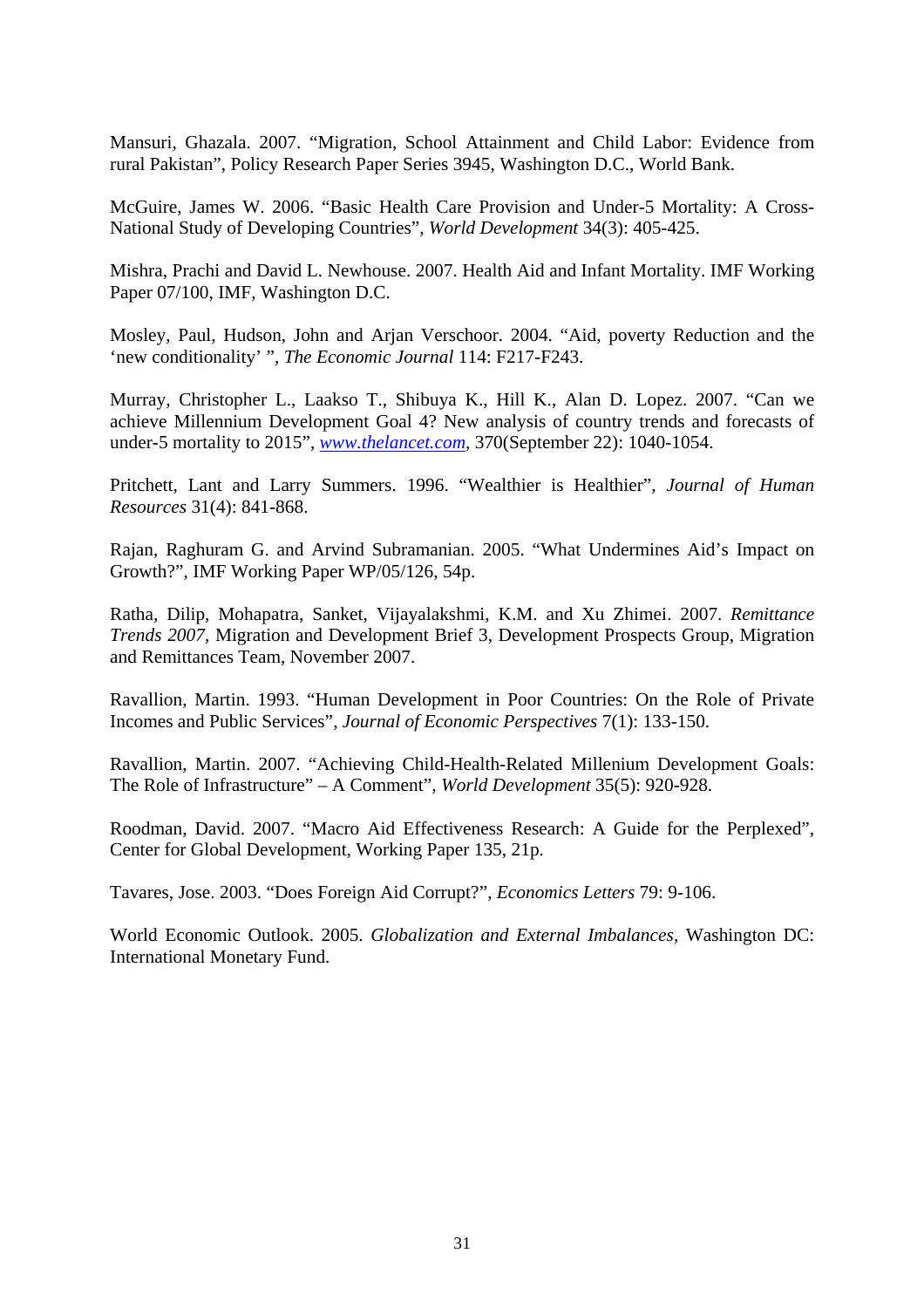Mansuri, Ghazala. 2007. "Migration, School Attainment and Child Labor: Evidence from rural Pakistan", Policy Research Paper Series 3945, Washington D.C., World Bank.

McGuire, James W. 2006. "Basic Health Care Provision and Under-5 Mortality: A Cross-National Study of Developing Countries", *World Development* 34(3): 405-425.

Mishra, Prachi and David L. Newhouse. 2007. Health Aid and Infant Mortality. IMF Working Paper 07/100, IMF, Washington D.C.

Mosley, Paul, Hudson, John and Arjan Verschoor. 2004. "Aid, poverty Reduction and the 'new conditionality' ", *The Economic Journal* 114: F217-F243.

Murray, Christopher L., Laakso T., Shibuya K., Hill K., Alan D. Lopez. 2007. "Can we achieve Millennium Development Goal 4? New analysis of country trends and forecasts of under-5 mortality to 2015", *www.thelancet.com*, 370(September 22): 1040-1054.

Pritchett, Lant and Larry Summers. 1996. "Wealthier is Healthier", *Journal of Human Resources* 31(4): 841-868.

Rajan, Raghuram G. and Arvind Subramanian. 2005. "What Undermines Aid's Impact on Growth?", IMF Working Paper WP/05/126, 54p.

Ratha, Dilip, Mohapatra, Sanket, Vijayalakshmi, K.M. and Xu Zhimei. 2007. *Remittance Trends 2007*, Migration and Development Brief 3, Development Prospects Group, Migration and Remittances Team, November 2007.

Ravallion, Martin. 1993. "Human Development in Poor Countries: On the Role of Private Incomes and Public Services", *Journal of Economic Perspectives* 7(1): 133-150.

Ravallion, Martin. 2007. "Achieving Child-Health-Related Millenium Development Goals: The Role of Infrastructure" – A Comment", *World Development* 35(5): 920-928.

Roodman, David. 2007. "Macro Aid Effectiveness Research: A Guide for the Perplexed", Center for Global Development, Working Paper 135, 21p.

Tavares, Jose. 2003. "Does Foreign Aid Corrupt?", *Economics Letters* 79: 9-106.

World Economic Outlook. 2005. *Globalization and External Imbalances*, Washington DC: International Monetary Fund.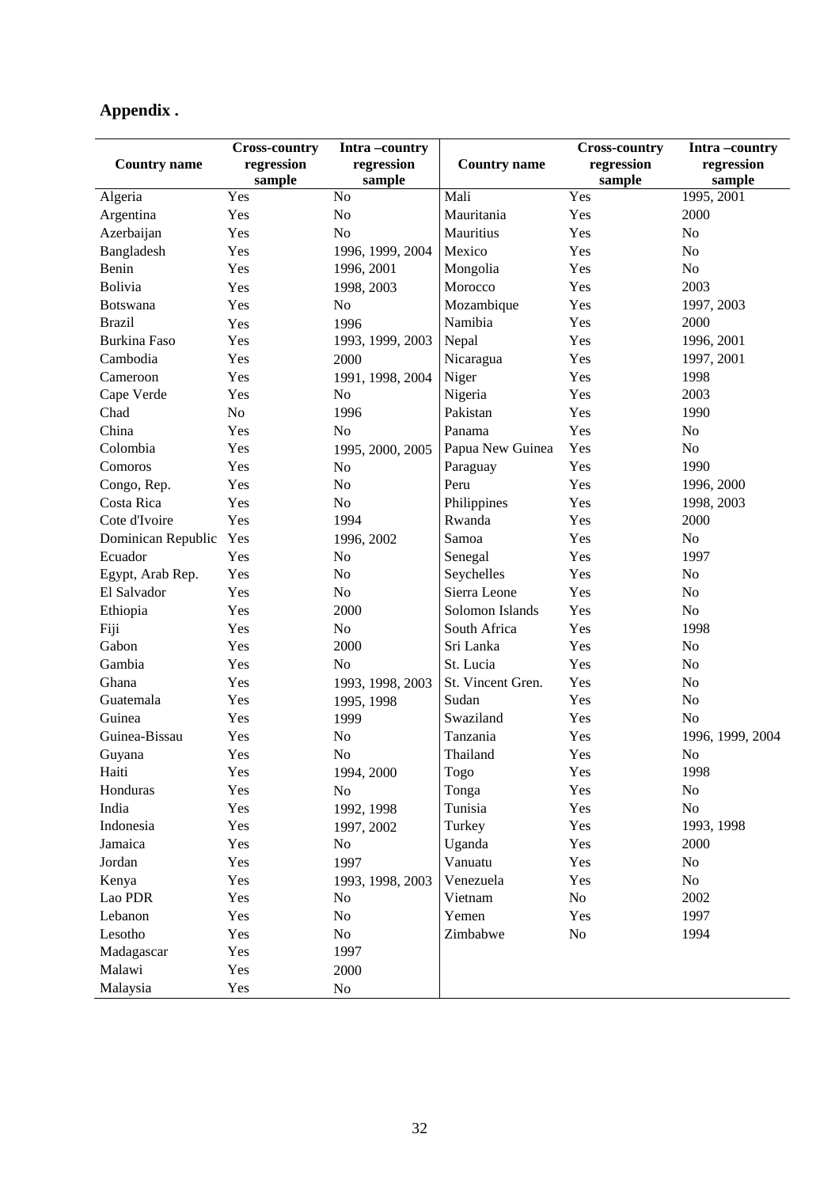## Appendix .

| Country name | Cross-country regression sample | Intra –country regression sample | Country name | Cross-country regression sample | Intra –country regression sample |
|---|---|---|---|---|---|
| Algeria | Yes | No | Mali | Yes | 1995, 2001 |
| Argentina | Yes | No | Mauritania | Yes | 2000 |
| Azerbaijan | Yes | No | Mauritius | Yes | No |
| Bangladesh | Yes | 1996, 1999, 2004 | Mexico | Yes | No |
| Benin | Yes | 1996, 2001 | Mongolia | Yes | No |
| Bolivia | Yes | 1998, 2003 | Morocco | Yes | 2003 |
| Botswana | Yes | No | Mozambique | Yes | 1997, 2003 |
| Brazil | Yes | 1996 | Namibia | Yes | 2000 |
| Burkina Faso | Yes | 1993, 1999, 2003 | Nepal | Yes | 1996, 2001 |
| Cambodia | Yes | 2000 | Nicaragua | Yes | 1997, 2001 |
| Cameroon | Yes | 1991, 1998, 2004 | Niger | Yes | 1998 |
| Cape Verde | Yes | No | Nigeria | Yes | 2003 |
| Chad | No | 1996 | Pakistan | Yes | 1990 |
| China | Yes | No | Panama | Yes | No |
| Colombia | Yes | 1995, 2000, 2005 | Papua New Guinea | Yes | No |
| Comoros | Yes | No | Paraguay | Yes | 1990 |
| Congo, Rep. | Yes | No | Peru | Yes | 1996, 2000 |
| Costa Rica | Yes | No | Philippines | Yes | 1998, 2003 |
| Cote d'Ivoire | Yes | 1994 | Rwanda | Yes | 2000 |
| Dominican Republic | Yes | 1996, 2002 | Samoa | Yes | No |
| Ecuador | Yes | No | Senegal | Yes | 1997 |
| Egypt, Arab Rep. | Yes | No | Seychelles | Yes | No |
| El Salvador | Yes | No | Sierra Leone | Yes | No |
| Ethiopia | Yes | 2000 | Solomon Islands | Yes | No |
| Fiji | Yes | No | South Africa | Yes | 1998 |
| Gabon | Yes | 2000 | Sri Lanka | Yes | No |
| Gambia | Yes | No | St. Lucia | Yes | No |
| Ghana | Yes | 1993, 1998, 2003 | St. Vincent Gren. | Yes | No |
| Guatemala | Yes | 1995, 1998 | Sudan | Yes | No |
| Guinea | Yes | 1999 | Swaziland | Yes | No |
| Guinea-Bissau | Yes | No | Tanzania | Yes | 1996, 1999, 2004 |
| Guyana | Yes | No | Thailand | Yes | No |
| Haiti | Yes | 1994, 2000 | Togo | Yes | 1998 |
| Honduras | Yes | No | Tonga | Yes | No |
| India | Yes | 1992, 1998 | Tunisia | Yes | No |
| Indonesia | Yes | 1997, 2002 | Turkey | Yes | 1993, 1998 |
| Jamaica | Yes | No | Uganda | Yes | 2000 |
| Jordan | Yes | 1997 | Vanuatu | Yes | No |
| Kenya | Yes | 1993, 1998, 2003 | Venezuela | Yes | No |
| Lao PDR | Yes | No | Vietnam | No | 2002 |
| Lebanon | Yes | No | Yemen | Yes | 1997 |
| Lesotho | Yes | No | Zimbabwe | No | 1994 |
| Madagascar | Yes | 1997 | | | |
| Malawi | Yes | 2000 | | | |
| Malaysia | Yes | No | | | |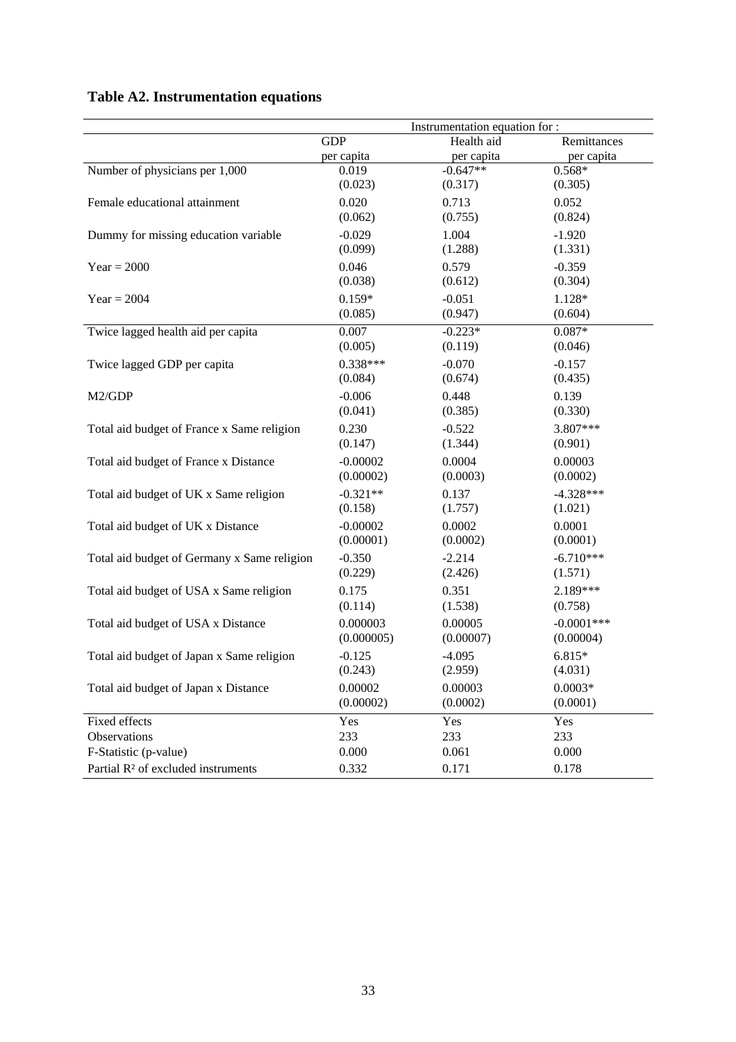# Table A2. Instrumentation equations

| | Instrumentation equation for : | | |
|---|---|---|---|
| | GDP per capita | Health aid per capita | Remittances per capita |
| Number of physicians per 1,000 | 0.019 | -0.647** | 0.568* |
| | (0.023) | (0.317) | (0.305) |
| Female educational attainment | 0.020 | 0.713 | 0.052 |
| | (0.062) | (0.755) | (0.824) |
| Dummy for missing education variable | -0.029 | 1.004 | -1.920 |
| | (0.099) | (1.288) | (1.331) |
| Year = 2000 | 0.046 | 0.579 | -0.359 |
| | (0.038) | (0.612) | (0.304) |
| Year = 2004 | 0.159* | -0.051 | 1.128* |
| | (0.085) | (0.947) | (0.604) |
| Twice lagged health aid per capita | 0.007 | -0.223* | 0.087* |
| | (0.005) | (0.119) | (0.046) |
| Twice lagged GDP per capita | 0.338*** | -0.070 | -0.157 |
| | (0.084) | (0.674) | (0.435) |
| M2/GDP | -0.006 | 0.448 | 0.139 |
| | (0.041) | (0.385) | (0.330) |
| Total aid budget of France x Same religion | 0.230 | -0.522 | 3.807*** |
| | (0.147) | (1.344) | (0.901) |
| Total aid budget of France x Distance | -0.00002 | 0.0004 | 0.00003 |
| | (0.00002) | (0.0003) | (0.0002) |
| Total aid budget of UK x Same religion | -0.321** | 0.137 | -4.328*** |
| | (0.158) | (1.757) | (1.021) |
| Total aid budget of UK x Distance | -0.00002 | 0.0002 | 0.0001 |
| | (0.00001) | (0.0002) | (0.0001) |
| Total aid budget of Germany x Same religion | -0.350 | -2.214 | -6.710*** |
| | (0.229) | (2.426) | (1.571) |
| Total aid budget of USA x Same religion | 0.175 | 0.351 | 2.189*** |
| | (0.114) | (1.538) | (0.758) |
| Total aid budget of USA x Distance | 0.000003 | 0.00005 | -0.0001*** |
| | (0.000005) | (0.00007) | (0.00004) |
| Total aid budget of Japan x Same religion | -0.125 | -4.095 | 6.815* |
| | (0.243) | (2.959) | (4.031) |
| Total aid budget of Japan x Distance | 0.00002 | 0.00003 | 0.0003* |
| | (0.00002) | (0.0002) | (0.0001) |
| Fixed effects | Yes | Yes | Yes |
| Observations | 233 | 233 | 233 |
| F-Statistic (p-value) | 0.000 | 0.061 | 0.000 |
| Partial $R^2$ of excluded instruments | 0.332 | 0.171 | 0.178 |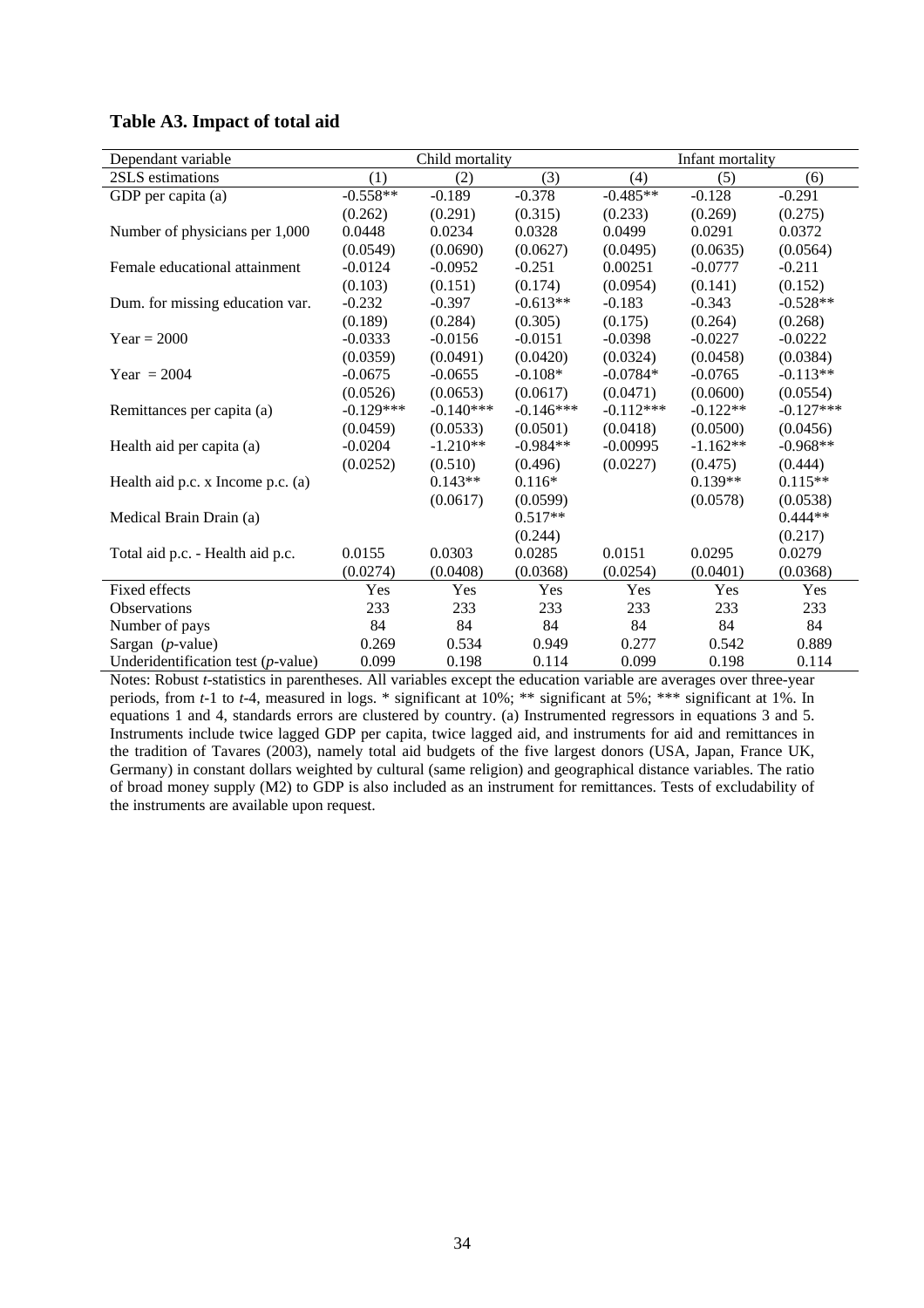### Table A3. Impact of total aid

| Dependant variable | Child mortality | | | Infant mortality | | |
|---|---|---|---|---|---|---|
| 2SLS estimations | (1) | (2) | (3) | (4) | (5) | (6) |
| GDP per capita (a) | -0.558** | -0.189 | -0.378 | -0.485** | -0.128 | -0.291 |
| | (0.262) | (0.291) | (0.315) | (0.233) | (0.269) | (0.275) |
| Number of physicians per 1,000 | 0.0448 | 0.0234 | 0.0328 | 0.0499 | 0.0291 | 0.0372 |
| | (0.0549) | (0.0690) | (0.0627) | (0.0495) | (0.0635) | (0.0564) |
| Female educational attainment | -0.0124 | -0.0952 | -0.251 | 0.00251 | -0.0777 | -0.211 |
| | (0.103) | (0.151) | (0.174) | (0.0954) | (0.141) | (0.152) |
| Dum. for missing education var. | -0.232 | -0.397 | -0.613** | -0.183 | -0.343 | -0.528** |
| | (0.189) | (0.284) | (0.305) | (0.175) | (0.264) | (0.268) |
| Year = 2000 | -0.0333 | -0.0156 | -0.0151 | -0.0398 | -0.0227 | -0.0222 |
| | (0.0359) | (0.0491) | (0.0420) | (0.0324) | (0.0458) | (0.0384) |
| Year = 2004 | -0.0675 | -0.0655 | -0.108* | -0.0784* | -0.0765 | -0.113** |
| | (0.0526) | (0.0653) | (0.0617) | (0.0471) | (0.0600) | (0.0554) |
| Remittances per capita (a) | -0.129*** | -0.140*** | -0.146*** | -0.112*** | -0.122** | -0.127*** |
| | (0.0459) | (0.0533) | (0.0501) | (0.0418) | (0.0500) | (0.0456) |
| Health aid per capita (a) | -0.0204 | -1.210** | -0.984** | -0.00995 | -1.162** | -0.968** |
| | (0.0252) | (0.510) | (0.496) | (0.0227) | (0.475) | (0.444) |
| Health aid p.c. x Income p.c. (a) | | 0.143** | 0.116* | | 0.139** | 0.115** |
| | | (0.0617) | (0.0599) | | (0.0578) | (0.0538) |
| Medical Brain Drain (a) | | | 0.517** | | | 0.444** |
| | | | (0.244) | | | (0.217) |
| Total aid p.c. - Health aid p.c. | 0.0155 | 0.0303 | 0.0285 | 0.0151 | 0.0295 | 0.0279 |
| | (0.0274) | (0.0408) | (0.0368) | (0.0254) | (0.0401) | (0.0368) |
| Fixed effects | Yes | Yes | Yes | Yes | Yes | Yes |
| Observations | 233 | 233 | 233 | 233 | 233 | 233 |
| Number of pays | 84 | 84 | 84 | 84 | 84 | 84 |
| Sargan (*p*-value) | 0.269 | 0.534 | 0.949 | 0.277 | 0.542 | 0.889 |
| Underidentification test (*p*-value) | 0.099 | 0.198 | 0.114 | 0.099 | 0.198 | 0.114 |

Notes: Robust *t*-statistics in parentheses. All variables except the education variable are averages over three-year periods, from *t*-1 to *t*-4, measured in logs. * significant at 10%; ** significant at 5%; *** significant at 1%. In equations 1 and 4, standards errors are clustered by country. (a) Instrumented regressors in equations 3 and 5. Instruments include twice lagged GDP per capita, twice lagged aid, and instruments for aid and remittances in the tradition of Tavares (2003), namely total aid budgets of the five largest donors (USA, Japan, France UK, Germany) in constant dollars weighted by cultural (same religion) and geographical distance variables. The ratio of broad money supply (M2) to GDP is also included as an instrument for remittances. Tests of excludability of the instruments are available upon request.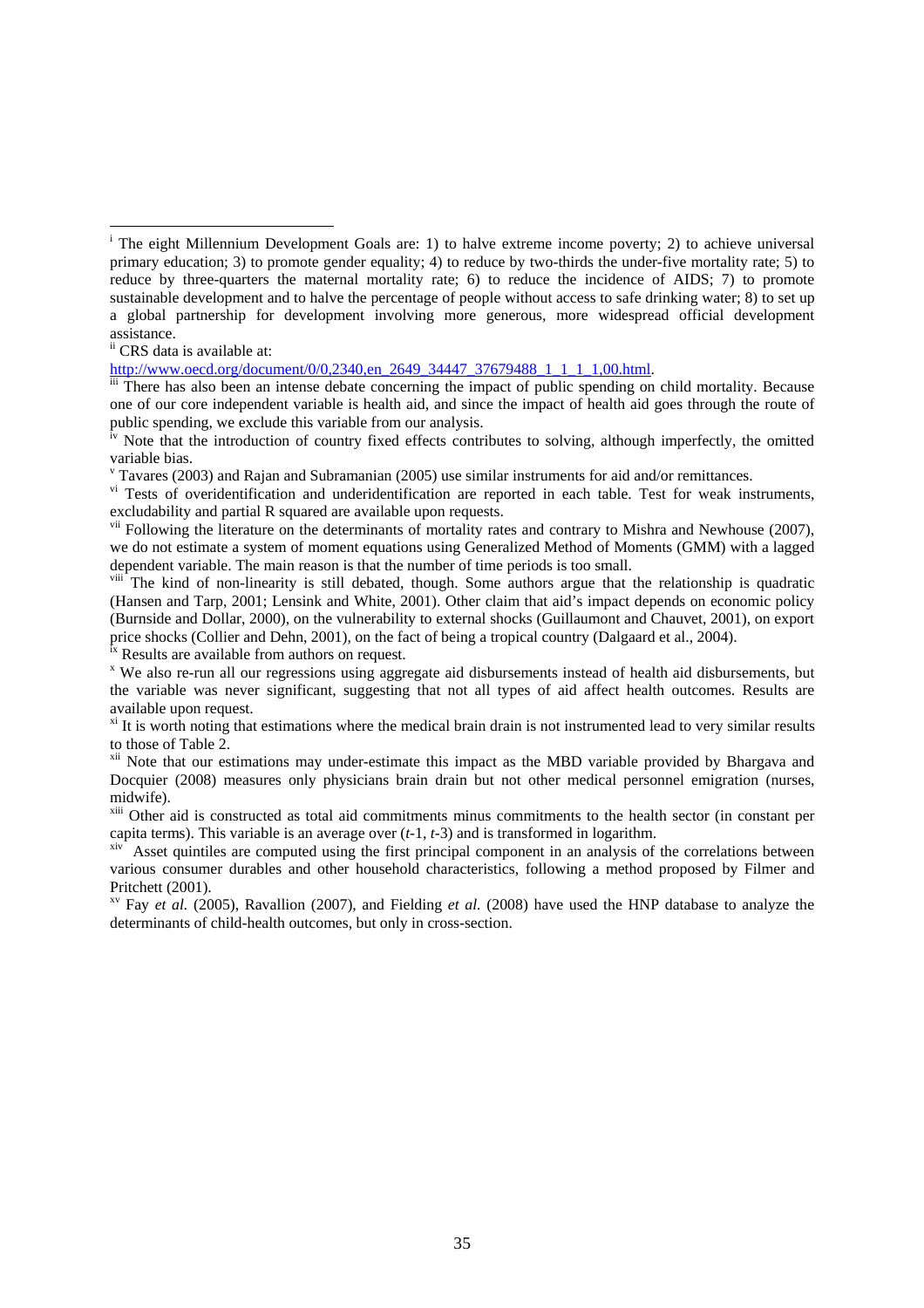[i] The eight Millennium Development Goals are: 1) to halve extreme income poverty; 2) to achieve universal primary education; 3) to promote gender equality; 4) to reduce by two-thirds the under-five mortality rate; 5) to reduce by three-quarters the maternal mortality rate; 6) to reduce the incidence of AIDS; 7) to promote sustainable development and to halve the percentage of people without access to safe drinking water; 8) to set up a global partnership for development involving more generous, more widespread official development assistance.

[ii] CRS data is available at:
http://www.oecd.org/document/0/0,2340,en_2649_34447_37679488_1_1_1_1,00.html.

[iii] There has also been an intense debate concerning the impact of public spending on child mortality. Because one of our core independent variable is health aid, and since the impact of health aid goes through the route of public spending, we exclude this variable from our analysis.

[iv] Note that the introduction of country fixed effects contributes to solving, although imperfectly, the omitted variable bias.

[v] Tavares (2003) and Rajan and Subramanian (2005) use similar instruments for aid and/or remittances.

[vi] Tests of overidentification and underidentification are reported in each table. Test for weak instruments, excludability and partial R squared are available upon requests.

[vii] Following the literature on the determinants of mortality rates and contrary to Mishra and Newhouse (2007), we do not estimate a system of moment equations using Generalized Method of Moments (GMM) with a lagged dependent variable. The main reason is that the number of time periods is too small.

[viii] The kind of non-linearity is still debated, though. Some authors argue that the relationship is quadratic (Hansen and Tarp, 2001; Lensink and White, 2001). Other claim that aid's impact depends on economic policy (Burnside and Dollar, 2000), on the vulnerability to external shocks (Guillaumont and Chauvet, 2001), on export price shocks (Collier and Dehn, 2001), on the fact of being a tropical country (Dalgaard et al., 2004).

[ix] Results are available from authors on request.

[x] We also re-run all our regressions using aggregate aid disbursements instead of health aid disbursements, but the variable was never significant, suggesting that not all types of aid affect health outcomes. Results are available upon request.

[xi] It is worth noting that estimations where the medical brain drain is not instrumented lead to very similar results to those of Table 2.

[xii] Note that our estimations may under-estimate this impact as the MBD variable provided by Bhargava and Docquier (2008) measures only physicians brain drain but not other medical personnel emigration (nurses, midwife).

[xiii] Other aid is constructed as total aid commitments minus commitments to the health sector (in constant per capita terms). This variable is an average over ($t$-1, $t$-3) and is transformed in logarithm.

[xiv] Asset quintiles are computed using the first principal component in an analysis of the correlations between various consumer durables and other household characteristics, following a method proposed by Filmer and Pritchett (2001).

[xv] Fay *et al.* (2005), Ravallion (2007), and Fielding *et al.* (2008) have used the HNP database to analyze the determinants of child-health outcomes, but only in cross-section.